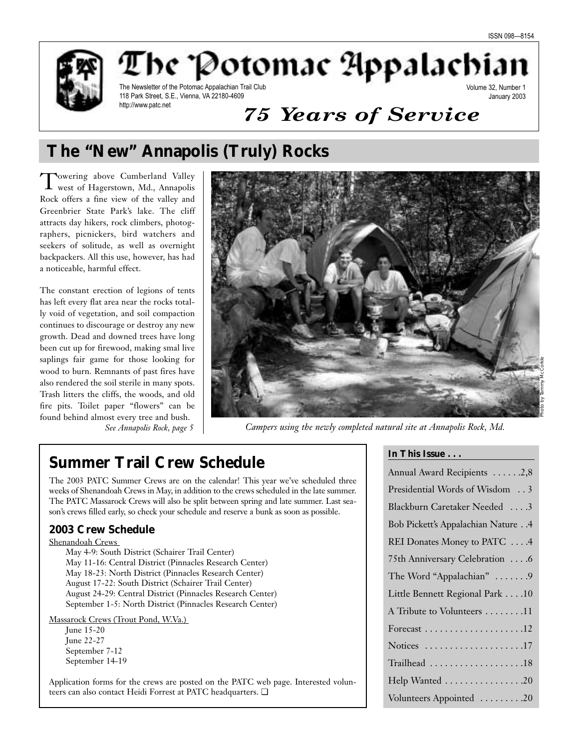ISSN 098—8154

# The Potomac Appalachian

The Newsletter of the Potomac Appalachian Trail Club
118 Park Street, S.E., Vienna, VA 22180-4609
http://www.patc.net

Volume 32, Number 1
January 2003

*75 Years of Service*

## The "New" Annapolis (Truly) Rocks

Towering above Cumberland Valley west of Hagerstown, Md., Annapolis Rock offers a fine view of the valley and Greenbrier State Park's lake. The cliff attracts day hikers, rock climbers, photographers, picnickers, bird watchers and seekers of solitude, as well as overnight backpackers. All this use, however, has had a noticeable, harmful effect.

The constant erection of legions of tents has left every flat area near the rocks totally void of vegetation, and soil compaction continues to discourage or destroy any new growth. Dead and downed trees have long been cut up for firewood, making smal live saplings fair game for those looking for wood to burn. Remnants of past fires have also rendered the soil sterile in many spots. Trash litters the cliffs, the woods, and old fire pits. Toilet paper "flowers" can be found behind almost every tree and bush.

*See Annapolis Rock, page 5*

Photo by Tammy McCorkle

*Campers using the newly completed natural site at Annapolis Rock, Md.*

## Summer Trail Crew Schedule

The 2003 PATC Summer Crews are on the calendar! This year we've scheduled three weeks of Shenandoah Crews in May, in addition to the crews scheduled in the late summer. The PATC Massarock Crews will also be split between spring and late summer. Last season's crews filled early, so check your schedule and reserve a bunk as soon as possible.

### 2003 Crew Schedule

Shenandoah Crews

- May 4-9: South District (Schairer Trail Center)
- May 11-16: Central District (Pinnacles Research Center)
- May 18-23: North District (Pinnacles Research Center)
- August 17-22: South District (Schairer Trail Center)
- August 24-29: Central District (Pinnacles Research Center)
- September 1-5: North District (Pinnacles Research Center)

Massarock Crews (Trout Pond, W.Va.)

- June 15-20
- June 22-27
- September 7-12
- September 14-19

Application forms for the crews are posted on the PATC web page. Interested volunteers can also contact Heidi Forrest at PATC headquarters. ❑

### In This Issue . . .

- Annual Award Recipients . . . . . .2,8
- Presidential Words of Wisdom . . 3
- Blackburn Caretaker Needed . . . .3
- Bob Pickett's Appalachian Nature . .4
- REI Donates Money to PATC . . . .4
- 75th Anniversary Celebration . . . .6
- The Word "Appalachian" . . . . . . .9
- Little Bennett Regional Park . . . .10
- A Tribute to Volunteers . . . . . . . .11
- Forecast . . . . . . . . . . . . . . . . . . . .12
- Notices . . . . . . . . . . . . . . . . . . . .17
- Trailhead . . . . . . . . . . . . . . . . . . .18
- Help Wanted . . . . . . . . . . . . . . . .20
- Volunteers Appointed . . . . . . . . .20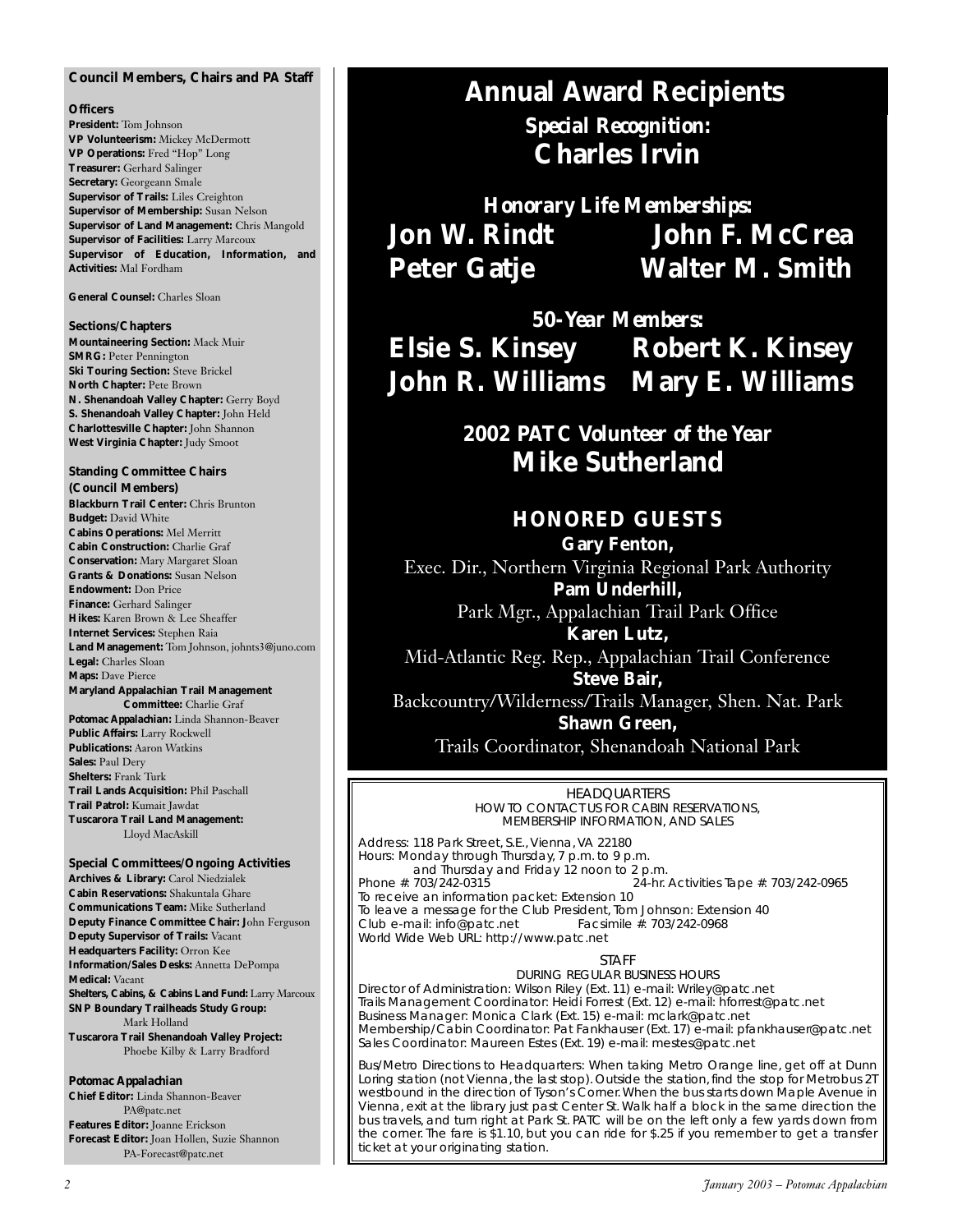## Council Members, Chairs and PA Staff

### Officers

**President:** Tom Johnson
**VP Volunteerism:** Mickey McDermott
**VP Operations:** Fred "Hop" Long
**Treasurer:** Gerhard Salinger
**Secretary:** Georgeann Smale
**Supervisor of Trails:** Liles Creighton
**Supervisor of Membership:** Susan Nelson
**Supervisor of Land Management:** Chris Mangold
**Supervisor of Facilities:** Larry Marcoux
**Supervisor of Education, Information, and Activities:** Mal Fordham

**General Counsel:** Charles Sloan

### Sections/Chapters

**Mountaineering Section:** Mack Muir
**SMRG:** Peter Pennington
**Ski Touring Section:** Steve Brickel
**North Chapter:** Pete Brown
**N. Shenandoah Valley Chapter:** Gerry Boyd
**S. Shenandoah Valley Chapter:** John Held
**Charlottesville Chapter:** John Shannon
**West Virginia Chapter:** Judy Smoot

### Standing Committee Chairs (Council Members)

**Blackburn Trail Center:** Chris Brunton
**Budget:** David White
**Cabins Operations:** Mel Merritt
**Cabin Construction:** Charlie Graf
**Conservation:** Mary Margaret Sloan
**Grants & Donations:** Susan Nelson
**Endowment:** Don Price
**Finance:** Gerhard Salinger
**Hikes:** Karen Brown & Lee Sheaffer
**Internet Services:** Stephen Raia
**Land Management:** Tom Johnson, johnts3@juno.com
**Legal:** Charles Sloan
**Maps:** Dave Pierce
**Maryland Appalachian Trail Management Committee:** Charlie Graf
**Potomac Appalachian:** Linda Shannon-Beaver
**Public Affairs:** Larry Rockwell
**Publications:** Aaron Watkins
**Sales:** Paul Dery
**Shelters:** Frank Turk
**Trail Lands Acquisition:** Phil Paschall
**Trail Patrol:** Kumait Jawdat
**Tuscarora Trail Land Management:** Lloyd MacAskill

### Special Committees/Ongoing Activities

**Archives & Library:** Carol Niedzialek
**Cabin Reservations:** Shakuntala Ghare
**Communications Team:** Mike Sutherland
**Deputy Finance Committee Chair:** John Ferguson
**Deputy Supervisor of Trails:** Vacant
**Headquarters Facility:** Orron Kee
**Information/Sales Desks:** Annetta DePompa
**Medical:** Vacant
**Shelters, Cabins, & Cabins Land Fund:** Larry Marcoux
**SNP Boundary Trailheads Study Group:** Mark Holland
**Tuscarora Trail Shenandoah Valley Project:** Phoebe Kilby & Larry Bradford

### Potomac Appalachian

**Chief Editor:** Linda Shannon-Beaver PA@patc.net
**Features Editor:** Joanne Erickson
**Forecast Editor:** Joan Hollen, Suzie Shannon PA-Forecast@patc.net

# Annual Award Recipients

### Special Recognition:
## Charles Irvin

### Honorary Life Memberships:
## Jon W. Rindt
## John F. McCrea
## Peter Gatje
## Walter M. Smith

### 50-Year Members:
## Elsie S. Kinsey
## Robert K. Kinsey
## John R. Williams
## Mary E. Williams

### 2002 PATC Volunteer of the Year
## Mike Sutherland

## HONORED GUESTS

**Gary Fenton,**
Exec. Dir., Northern Virginia Regional Park Authority

**Pam Underhill,**
Park Mgr., Appalachian Trail Park Office

**Karen Lutz,**
Mid-Atlantic Reg. Rep., Appalachian Trail Conference

**Steve Bair,**
Backcountry/Wilderness/Trails Manager, Shen. Nat. Park

**Shawn Green,**
Trails Coordinator, Shenandoah National Park

### HEADQUARTERS
HOW TO CONTACT US FOR CABIN RESERVATIONS, MEMBERSHIP INFORMATION, AND SALES

Address: 118 Park Street, S.E., Vienna, VA 22180
Hours: Monday through Thursday, 7 p.m. to 9 p.m.
and Thursday and Friday 12 noon to 2 p.m.
Phone #: 703/242-0315 — 24-hr. Activities Tape #: 703/242-0965
To receive an information packet: Extension 10
To leave a message for the Club President, Tom Johnson: Extension 40
Club e-mail: info@patc.net — Facsimile #: 703/242-0968
World Wide Web URL: http://www.patc.net

### STAFF
DURING REGULAR BUSINESS HOURS

Director of Administration: Wilson Riley (Ext. 11) e-mail: Wriley@patc.net
Trails Management Coordinator: Heidi Forrest (Ext. 12) e-mail: hforrest@patc.net
Business Manager: Monica Clark (Ext. 15) e-mail: mclark@patc.net
Membership/Cabin Coordinator: Pat Fankhauser (Ext. 17) e-mail: pfankhauser@patc.net
Sales Coordinator: Maureen Estes (Ext. 19) e-mail: mestes@patc.net

Bus/Metro Directions to Headquarters: When taking Metro Orange line, get off at Dunn Loring station (not Vienna, the last stop). Outside the station, find the stop for Metrobus 2T westbound in the direction of Tyson's Corner. When the bus starts down Maple Avenue in Vienna, exit at the library just past Center St. Walk half a block in the same direction the bus travels, and turn right at Park St. PATC will be on the left only a few yards down from the corner. The fare is $1.10, but you can ride for $.25 if you remember to get a transfer ticket at your originating station.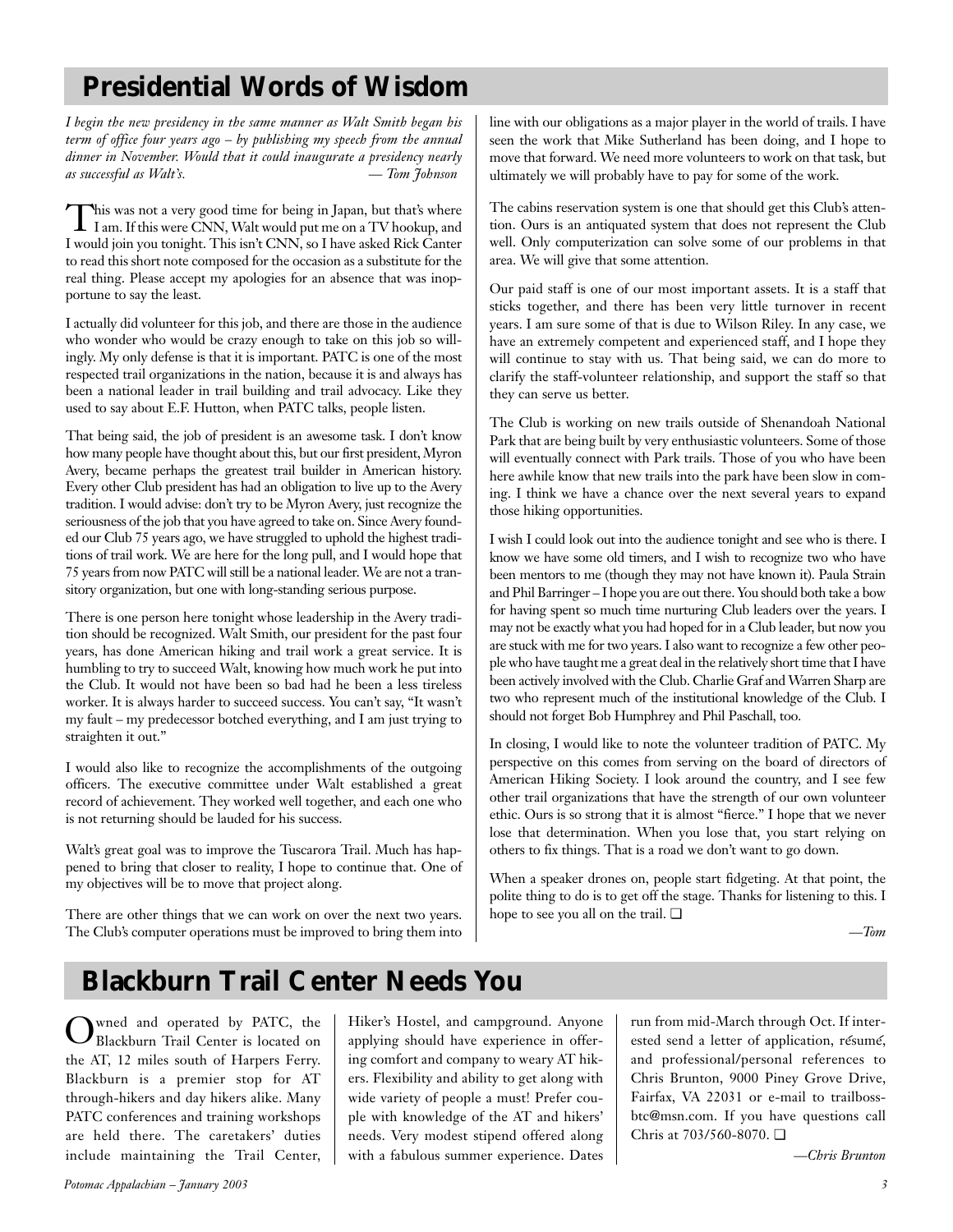## Presidential Words of Wisdom

*I begin the new presidency in the same manner as Walt Smith began his term of office four years ago – by publishing my speech from the annual dinner in November. Would that it could inaugurate a presidency nearly as successful as Walt's.* — *Tom Johnson*

This was not a very good time for being in Japan, but that's where I am. If this were CNN, Walt would put me on a TV hookup, and I would join you tonight. This isn't CNN, so I have asked Rick Canter to read this short note composed for the occasion as a substitute for the real thing. Please accept my apologies for an absence that was inopportune to say the least.

I actually did volunteer for this job, and there are those in the audience who wonder who would be crazy enough to take on this job so willingly. My only defense is that it is important. PATC is one of the most respected trail organizations in the nation, because it is and always has been a national leader in trail building and trail advocacy. Like they used to say about E.F. Hutton, when PATC talks, people listen.

That being said, the job of president is an awesome task. I don't know how many people have thought about this, but our first president, Myron Avery, became perhaps the greatest trail builder in American history. Every other Club president has had an obligation to live up to the Avery tradition. I would advise: don't try to be Myron Avery, just recognize the seriousness of the job that you have agreed to take on. Since Avery founded our Club 75 years ago, we have struggled to uphold the highest traditions of trail work. We are here for the long pull, and I would hope that 75 years from now PATC will still be a national leader. We are not a transitory organization, but one with long-standing serious purpose.

There is one person here tonight whose leadership in the Avery tradition should be recognized. Walt Smith, our president for the past four years, has done American hiking and trail work a great service. It is humbling to try to succeed Walt, knowing how much work he put into the Club. It would not have been so bad had he been a less tireless worker. It is always harder to succeed success. You can't say, "It wasn't my fault – my predecessor botched everything, and I am just trying to straighten it out."

I would also like to recognize the accomplishments of the outgoing officers. The executive committee under Walt established a great record of achievement. They worked well together, and each one who is not returning should be lauded for his success.

Walt's great goal was to improve the Tuscarora Trail. Much has happened to bring that closer to reality, I hope to continue that. One of my objectives will be to move that project along.

There are other things that we can work on over the next two years. The Club's computer operations must be improved to bring them into line with our obligations as a major player in the world of trails. I have seen the work that Mike Sutherland has been doing, and I hope to move that forward. We need more volunteers to work on that task, but ultimately we will probably have to pay for some of the work.

The cabins reservation system is one that should get this Club's attention. Ours is an antiquated system that does not represent the Club well. Only computerization can solve some of our problems in that area. We will give that some attention.

Our paid staff is one of our most important assets. It is a staff that sticks together, and there has been very little turnover in recent years. I am sure some of that is due to Wilson Riley. In any case, we have an extremely competent and experienced staff, and I hope they will continue to stay with us. That being said, we can do more to clarify the staff-volunteer relationship, and support the staff so that they can serve us better.

The Club is working on new trails outside of Shenandoah National Park that are being built by very enthusiastic volunteers. Some of those will eventually connect with Park trails. Those of you who have been here awhile know that new trails into the park have been slow in coming. I think we have a chance over the next several years to expand those hiking opportunities.

I wish I could look out into the audience tonight and see who is there. I know we have some old timers, and I wish to recognize two who have been mentors to me (though they may not have known it). Paula Strain and Phil Barringer – I hope you are out there. You should both take a bow for having spent so much time nurturing Club leaders over the years. I may not be exactly what you had hoped for in a Club leader, but now you are stuck with me for two years. I also want to recognize a few other people who have taught me a great deal in the relatively short time that I have been actively involved with the Club. Charlie Graf and Warren Sharp are two who represent much of the institutional knowledge of the Club. I should not forget Bob Humphrey and Phil Paschall, too.

In closing, I would like to note the volunteer tradition of PATC. My perspective on this comes from serving on the board of directors of American Hiking Society. I look around the country, and I see few other trail organizations that have the strength of our own volunteer ethic. Ours is so strong that it is almost "fierce." I hope that we never lose that determination. When you lose that, you start relying on others to fix things. That is a road we don't want to go down.

When a speaker drones on, people start fidgeting. At that point, the polite thing to do is to get off the stage. Thanks for listening to this. I hope to see you all on the trail. ❑

—*Tom*

## Blackburn Trail Center Needs You

Owned and operated by PATC, the Blackburn Trail Center is located on the AT, 12 miles south of Harpers Ferry. Blackburn is a premier stop for AT through-hikers and day hikers alike. Many PATC conferences and training workshops are held there. The caretakers' duties include maintaining the Trail Center, Hiker's Hostel, and campground. Anyone applying should have experience in offering comfort and company to weary AT hikers. Flexibility and ability to get along with wide variety of people a must! Prefer couple with knowledge of the AT and hikers' needs. Very modest stipend offered along with a fabulous summer experience. Dates run from mid-March through Oct. If interested send a letter of application, résumé, and professional/personal references to Chris Brunton, 9000 Piney Grove Drive, Fairfax, VA 22031 or e-mail to trailboss-btc@msn.com. If you have questions call Chris at 703/560-8070. ❑

—*Chris Brunton*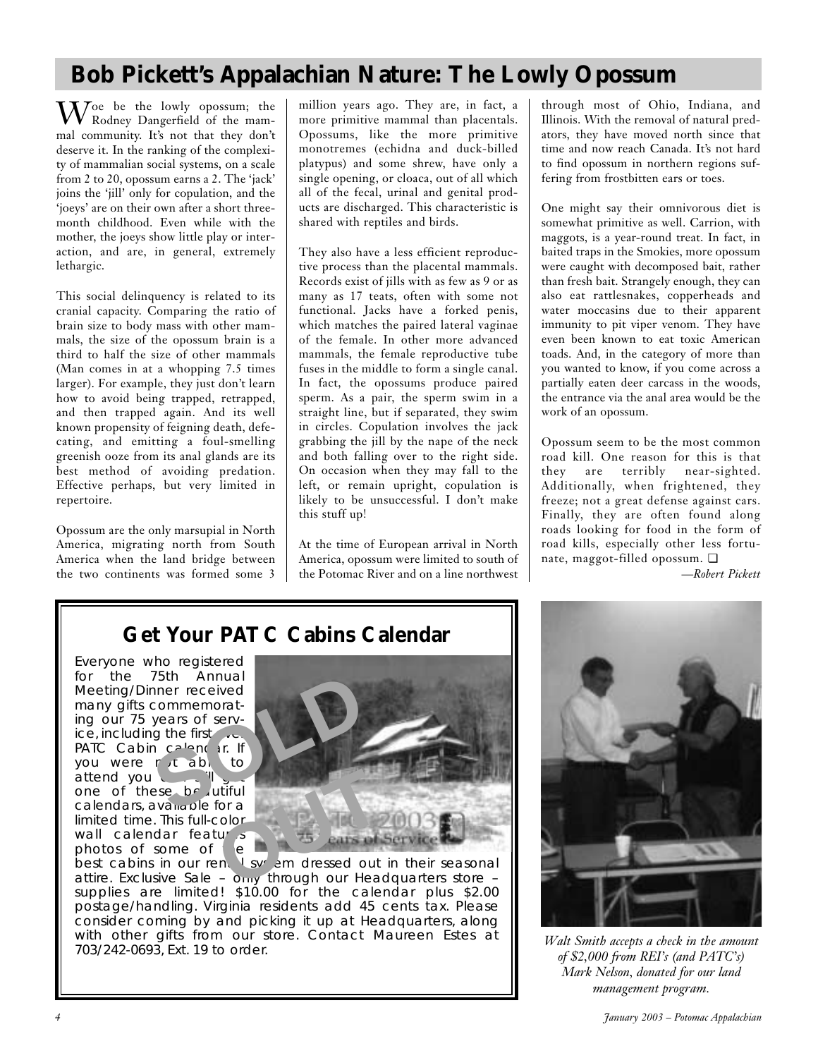## Bob Pickett's Appalachian Nature: The Lowly Opossum

Woe be the lowly opossum; the Rodney Dangerfield of the mammal community. It's not that they don't deserve it. In the ranking of the complexity of mammalian social systems, on a scale from 2 to 20, opossum earns a 2. The 'jack' joins the 'jill' only for copulation, and the 'joeys' are on their own after a short three-month childhood. Even while with the mother, the joeys show little play or interaction, and are, in general, extremely lethargic.

This social delinquency is related to its cranial capacity. Comparing the ratio of brain size to body mass with other mammals, the size of the opossum brain is a third to half the size of other mammals (Man comes in at a whopping 7.5 times larger). For example, they just don't learn how to avoid being trapped, retrapped, and then trapped again. And its well known propensity of feigning death, defecating, and emitting a foul-smelling greenish ooze from its anal glands are its best method of avoiding predation. Effective perhaps, but very limited in repertoire.

Opossum are the only marsupial in North America, migrating north from South America when the land bridge between the two continents was formed some 3 million years ago. They are, in fact, a more primitive mammal than placentals. Opossums, like the more primitive monotremes (echidna and duck-billed platypus) and some shrew, have only a single opening, or cloaca, out of all which all of the fecal, urinal and genital products are discharged. This characteristic is shared with reptiles and birds.

They also have a less efficient reproductive process than the placental mammals. Records exist of jills with as few as 9 or as many as 17 teats, often with some not functional. Jacks have a forked penis, which matches the paired lateral vaginae of the female. In other more advanced mammals, the female reproductive tube fuses in the middle to form a single canal. In fact, the opossums produce paired sperm. As a pair, the sperm swim in a straight line, but if separated, they swim in circles. Copulation involves the jack grabbing the jill by the nape of the neck and both falling over to the right side. On occasion when they may fall to the left, or remain upright, copulation is likely to be unsuccessful. I don't make this stuff up!

At the time of European arrival in North America, opossum were limited to south of the Potomac River and on a line northwest through most of Ohio, Indiana, and Illinois. With the removal of natural predators, they have moved north since that time and now reach Canada. It's not hard to find opossum in northern regions suffering from frostbitten ears or toes.

One might say their omnivorous diet is somewhat primitive as well. Carrion, with maggots, is a year-round treat. In fact, in baited traps in the Smokies, more opossum were caught with decomposed bait, rather than fresh bait. Strangely enough, they can also eat rattlesnakes, copperheads and water moccasins due to their apparent immunity to pit viper venom. They have even been known to eat toxic American toads. And, in the category of more than you wanted to know, if you come across a partially eaten deer carcass in the woods, the entrance via the anal area would be the work of an opossum.

Opossum seem to be the most common road kill. One reason for this is that they are terribly near-sighted. Additionally, when frightened, they freeze; not a great defense against cars. Finally, they are often found along roads looking for food in the form of road kills, especially other less fortunate, maggot-filled opossum. ❑

*—Robert Pickett*

## Get Your PATC Cabins Calendar

SOLD OUT

Everyone who registered for the 75th Annual Meeting/Dinner received many gifts commemorating our 75 years of service, including the first ever PATC Cabin calendar. If you were not able to attend you can still get one of these beautiful calendars, available for a limited time. This full-color wall calendar features photos of some of the best cabins in our rental system dressed out in their seasonal attire. Exclusive Sale – only through our Headquarters store – supplies are limited! $10.00 for the calendar plus $2.00 postage/handling. Virginia residents add 45 cents tax. Please consider coming by and picking it up at Headquarters, along with other gifts from our store. Contact Maureen Estes at 703/242-0693, Ext. 19 to order.

*Walt Smith accepts a check in the amount of $2,000 from REI's (and PATC's) Mark Nelson, donated for our land management program.*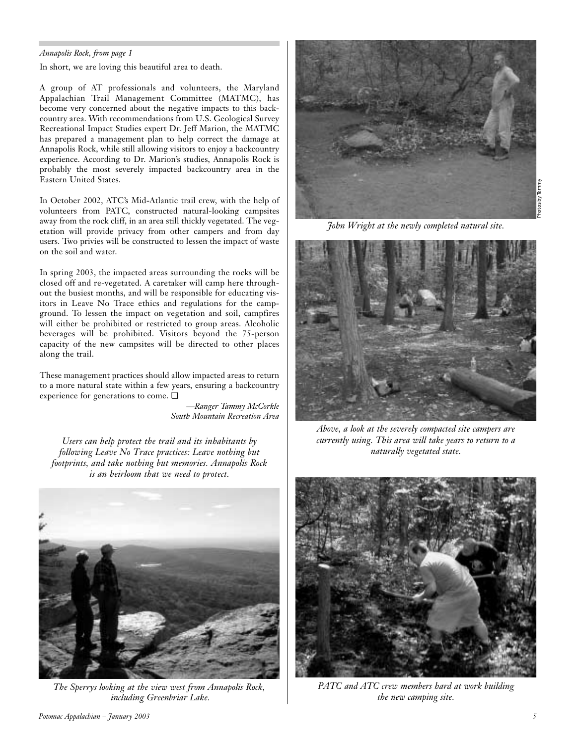*Annapolis Rock, from page 1*

In short, we are loving this beautiful area to death.

A group of AT professionals and volunteers, the Maryland Appalachian Trail Management Committee (MATMC), has become very concerned about the negative impacts to this backcountry area. With recommendations from U.S. Geological Survey Recreational Impact Studies expert Dr. Jeff Marion, the MATMC has prepared a management plan to help correct the damage at Annapolis Rock, while still allowing visitors to enjoy a backcountry experience. According to Dr. Marion's studies, Annapolis Rock is probably the most severely impacted backcountry area in the Eastern United States.

In October 2002, ATC's Mid-Atlantic trail crew, with the help of volunteers from PATC, constructed natural-looking campsites away from the rock cliff, in an area still thickly vegetated. The vegetation will provide privacy from other campers and from day users. Two privies will be constructed to lessen the impact of waste on the soil and water.

In spring 2003, the impacted areas surrounding the rocks will be closed off and re-vegetated. A caretaker will camp here throughout the busiest months, and will be responsible for educating visitors in Leave No Trace ethics and regulations for the campground. To lessen the impact on vegetation and soil, campfires will either be prohibited or restricted to group areas. Alcoholic beverages will be prohibited. Visitors beyond the 75-person capacity of the new campsites will be directed to other places along the trail.

These management practices should allow impacted areas to return to a more natural state within a few years, ensuring a backcountry experience for generations to come. ❑

*—Ranger Tammy McCorkle*
*South Mountain Recreation Area*

*Users can help protect the trail and its inhabitants by following Leave No Trace practices: Leave nothing but footprints, and take nothing but memories. Annapolis Rock is an heirloom that we need to protect.*

*The Sperrys looking at the view west from Annapolis Rock, including Greenbriar Lake.*

Photos by Tammy

*John Wright at the newly completed natural site.*

*Above, a look at the severely compacted site campers are currently using. This area will take years to return to a naturally vegetated state.*

*PATC and ATC crew members hard at work building the new camping site.*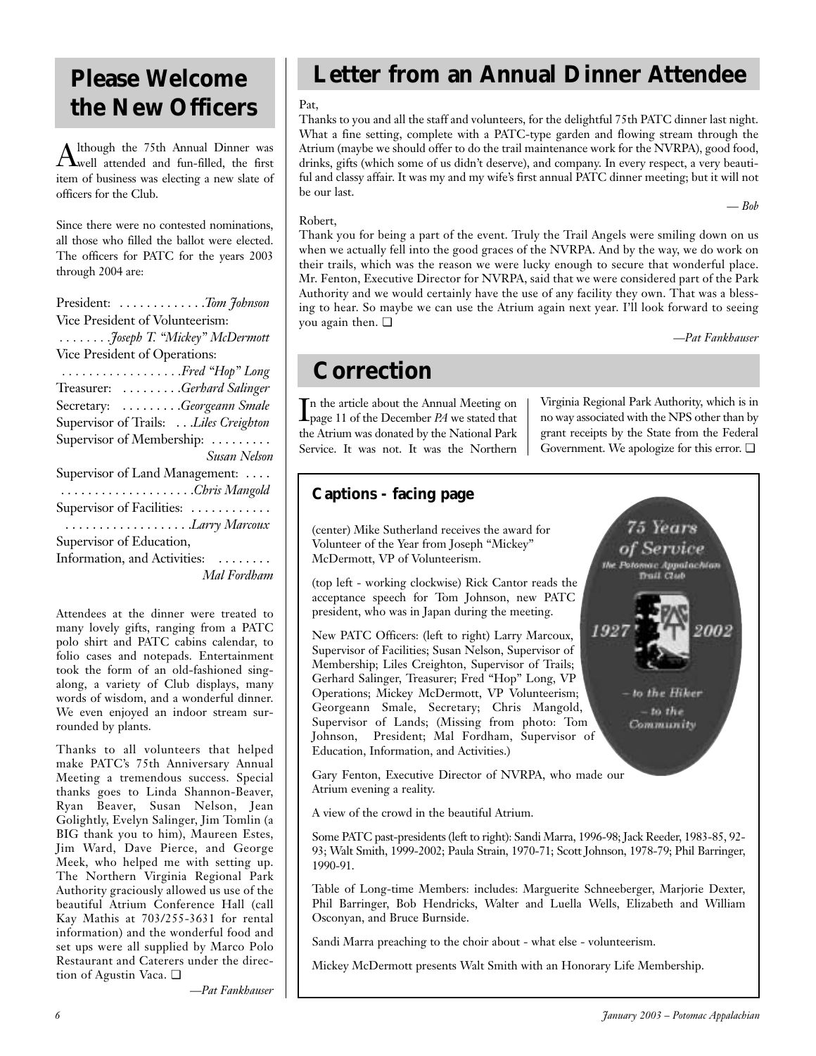## Please Welcome the New Officers

Although the 75th Annual Dinner was well attended and fun-filled, the first item of business was electing a new slate of officers for the Club.

Since there were no contested nominations, all those who filled the ballot were elected. The officers for PATC for the years 2003 through 2004 are:

President: . . . . . . . . . . . . . *Tom Johnson*
Vice President of Volunteerism: . . . . . . . . *Joseph T. "Mickey" McDermott*
Vice President of Operations: . . . . . . . . . . . . . . . . . . *Fred "Hop" Long*
Treasurer: . . . . . . . . . *Gerhard Salinger*
Secretary: . . . . . . . . . *Georgeann Smale*
Supervisor of Trails: . . . *Liles Creighton*
Supervisor of Membership: . . . . . . . . . *Susan Nelson*
Supervisor of Land Management: . . . . . . . . . . . . . . . . . . . . . . . *Chris Mangold*
Supervisor of Facilities: . . . . . . . . . . . . . . . . . . . . . . . . . . . . . . *Larry Marcoux*
Supervisor of Education, Information, and Activities: . . . . . . . . *Mal Fordham*

Attendees at the dinner were treated to many lovely gifts, ranging from a PATC polo shirt and PATC cabins calendar, to folio cases and notepads. Entertainment took the form of an old-fashioned sing-along, a variety of Club displays, many words of wisdom, and a wonderful dinner. We even enjoyed an indoor stream surrounded by plants.

Thanks to all volunteers that helped make PATC's 75th Anniversary Annual Meeting a tremendous success. Special thanks goes to Linda Shannon-Beaver, Ryan Beaver, Susan Nelson, Jean Golightly, Evelyn Salinger, Jim Tomlin (a BIG thank you to him), Maureen Estes, Jim Ward, Dave Pierce, and George Meek, who helped me with setting up. The Northern Virginia Regional Park Authority graciously allowed us use of the beautiful Atrium Conference Hall (call Kay Mathis at 703/255-3631 for rental information) and the wonderful food and set ups were all supplied by Marco Polo Restaurant and Caterers under the direction of Agustin Vaca. ❑

*—Pat Fankhauser*

## Letter from an Annual Dinner Attendee

Pat,

Thanks to you and all the staff and volunteers, for the delightful 75th PATC dinner last night. What a fine setting, complete with a PATC-type garden and flowing stream through the Atrium (maybe we should offer to do the trail maintenance work for the NVRPA), good food, drinks, gifts (which some of us didn't deserve), and company. In every respect, a very beautiful and classy affair. It was my and my wife's first annual PATC dinner meeting; but it will not be our last.

*— Bob*

Robert,

Thank you for being a part of the event. Truly the Trail Angels were smiling down on us when we actually fell into the good graces of the NVRPA. And by the way, we do work on their trails, which was the reason we were lucky enough to secure that wonderful place. Mr. Fenton, Executive Director for NVRPA, said that we were considered part of the Park Authority and we would certainly have the use of any facility they own. That was a blessing to hear. So maybe we can use the Atrium again next year. I'll look forward to seeing you again then. ❑

*—Pat Fankhauser*

## Correction

In the article about the Annual Meeting on page 11 of the December *PA* we stated that the Atrium was donated by the National Park Service. It was not. It was the Northern Virginia Regional Park Authority, which is in no way associated with the NPS other than by grant receipts by the State from the Federal Government. We apologize for this error. ❑

### Captions - facing page

75 Years of Service
the Potomac Appalachian Trail Club
1927 2002
– to the Hiker
– to the Community

(center) Mike Sutherland receives the award for Volunteer of the Year from Joseph "Mickey" McDermott, VP of Volunteerism.

(top left - working clockwise) Rick Cantor reads the acceptance speech for Tom Johnson, new PATC president, who was in Japan during the meeting.

New PATC Officers: (left to right) Larry Marcoux, Supervisor of Facilities; Susan Nelson, Supervisor of Membership; Liles Creighton, Supervisor of Trails; Gerhard Salinger, Treasurer; Fred "Hop" Long, VP Operations; Mickey McDermott, VP Volunteerism; Georgeann Smale, Secretary; Chris Mangold, Supervisor of Lands; (Missing from photo: Tom Johnson, President; Mal Fordham, Supervisor of Education, Information, and Activities.)

Gary Fenton, Executive Director of NVRPA, who made our Atrium evening a reality.

A view of the crowd in the beautiful Atrium.

Some PATC past-presidents (left to right): Sandi Marra, 1996-98; Jack Reeder, 1983-85, 92-93; Walt Smith, 1999-2002; Paula Strain, 1970-71; Scott Johnson, 1978-79; Phil Barringer, 1990-91.

Table of Long-time Members: includes: Marguerite Schneeberger, Marjorie Dexter, Phil Barringer, Bob Hendricks, Walter and Luella Wells, Elizabeth and William Osconyan, and Bruce Burnside.

Sandi Marra preaching to the choir about - what else - volunteerism.

Mickey McDermott presents Walt Smith with an Honorary Life Membership.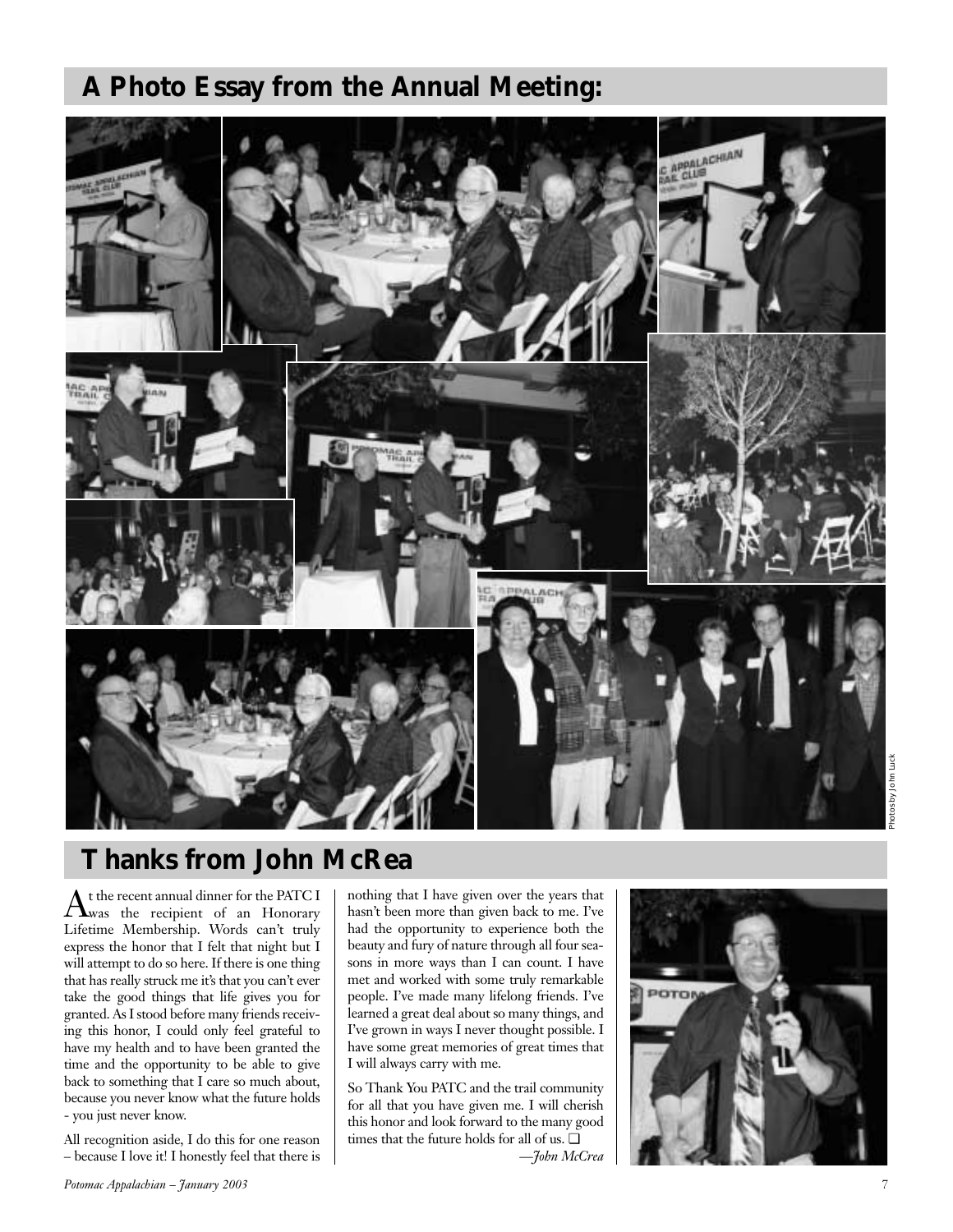## A Photo Essay from the Annual Meeting:

Photos by John Luck

## Thanks from John McRea

At the recent annual dinner for the PATC I was the recipient of an Honorary Lifetime Membership. Words can't truly express the honor that I felt that night but I will attempt to do so here. If there is one thing that has really struck me it's that you can't ever take the good things that life gives you for granted. As I stood before many friends receiving this honor, I could only feel grateful to have my health and to have been granted the time and the opportunity to be able to give back to something that I care so much about, because you never know what the future holds - you just never know.

All recognition aside, I do this for one reason – because I love it! I honestly feel that there is nothing that I have given over the years that hasn't been more than given back to me. I've had the opportunity to experience both the beauty and fury of nature through all four seasons in more ways than I can count. I have met and worked with some truly remarkable people. I've made many lifelong friends. I've learned a great deal about so many things, and I've grown in ways I never thought possible. I have some great memories of great times that I will always carry with me.

So Thank You PATC and the trail community for all that you have given me. I will cherish this honor and look forward to the many good times that the future holds for all of us. ❑

*—John McCrea*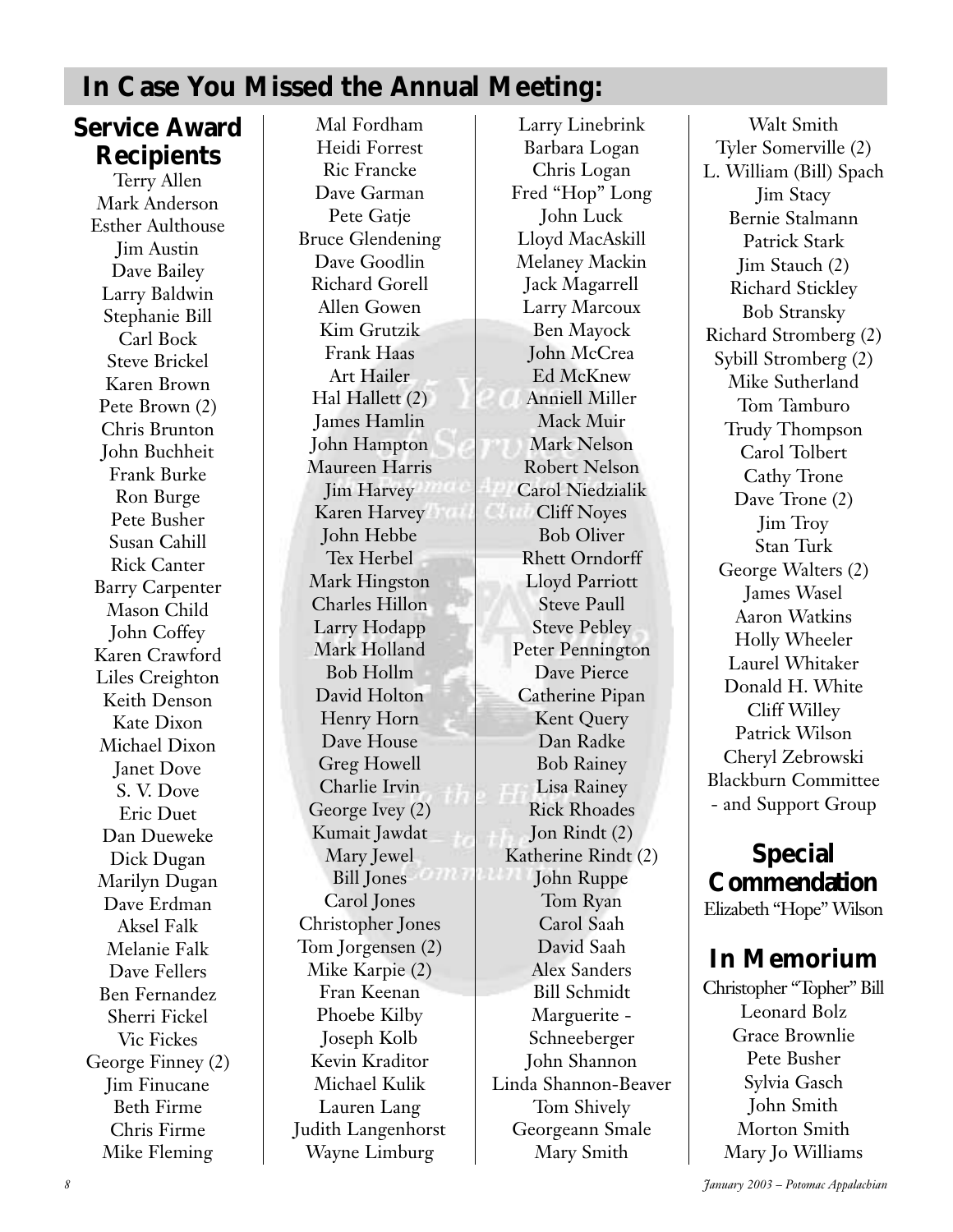## In Case You Missed the Annual Meeting:

### Service Award Recipients

Terry Allen
Mark Anderson
Esther Aulthouse
Jim Austin
Dave Bailey
Larry Baldwin
Stephanie Bill
Carl Bock
Steve Brickel
Karen Brown
Pete Brown (2)
Chris Brunton
John Buchheit
Frank Burke
Ron Burge
Pete Busher
Susan Cahill
Rick Canter
Barry Carpenter
Mason Child
John Coffey
Karen Crawford
Liles Creighton
Keith Denson
Kate Dixon
Michael Dixon
Janet Dove
S. V. Dove
Eric Duet
Dan Dueweke
Dick Dugan
Marilyn Dugan
Dave Erdman
Aksel Falk
Melanie Falk
Dave Fellers
Ben Fernandez
Sherri Fickel
Vic Fickes
George Finney (2)
Jim Finucane
Beth Firme
Chris Firme
Mike Fleming
Mal Fordham
Heidi Forrest
Ric Francke
Dave Garman
Pete Gatje
Bruce Glendening
Dave Goodlin
Richard Gorell
Allen Gowen
Kim Grutzik
Frank Haas
Art Hailer
Hal Hallett (2)
James Hamlin
John Hampton
Maureen Harris
Jim Harvey
Karen Harvey
John Hebbe
Tex Herbel
Mark Hingston
Charles Hillon
Larry Hodapp
Mark Holland
Bob Hollm
David Holton
Henry Horn
Dave House
Greg Howell
Charlie Irvin
George Ivey (2)
Kumait Jawdat
Mary Jewel
Bill Jones
Carol Jones
Christopher Jones
Tom Jorgensen (2)
Mike Karpie (2)
Fran Keenan
Phoebe Kilby
Joseph Kolb
Kevin Kraditor
Michael Kulik
Lauren Lang
Judith Langenhorst
Wayne Limburg
Larry Linebrink
Barbara Logan
Chris Logan
Fred "Hop" Long
John Luck
Lloyd MacAskill
Melaney Mackin
Jack Magarrell
Larry Marcoux
Ben Mayock
John McCrea
Ed McKnew
Anniell Miller
Mack Muir
Mark Nelson
Robert Nelson
Carol Niedzialik
Cliff Noyes
Bob Oliver
Rhett Orndorff
Lloyd Parriott
Steve Paull
Steve Pebley
Peter Pennington
Dave Pierce
Catherine Pipan
Kent Query
Dan Radke
Bob Rainey
Lisa Rainey
Rick Rhoades
Jon Rindt (2)
Katherine Rindt (2)
John Ruppe
Tom Ryan
Carol Saah
David Saah
Alex Sanders
Bill Schmidt
Marguerite - Schneeberger
John Shannon
Linda Shannon-Beaver
Tom Shively
Georgeann Smale
Mary Smith
Walt Smith
Tyler Somerville (2)
L. William (Bill) Spach
Jim Stacy
Bernie Stalmann
Patrick Stark
Jim Stauch (2)
Richard Stickley
Bob Stransky
Richard Stromberg (2)
Sybill Stromberg (2)
Mike Sutherland
Tom Tamburo
Trudy Thompson
Carol Tolbert
Cathy Trone
Dave Trone (2)
Jim Troy
Stan Turk
George Walters (2)
James Wasel
Aaron Watkins
Holly Wheeler
Laurel Whitaker
Donald H. White
Cliff Willey
Patrick Wilson
Cheryl Zebrowski
Blackburn Committee - and Support Group

### Special Commendation

Elizabeth "Hope" Wilson

### In Memorium

Christopher "Topher" Bill
Leonard Bolz
Grace Brownlie
Pete Busher
Sylvia Gasch
John Smith
Morton Smith
Mary Jo Williams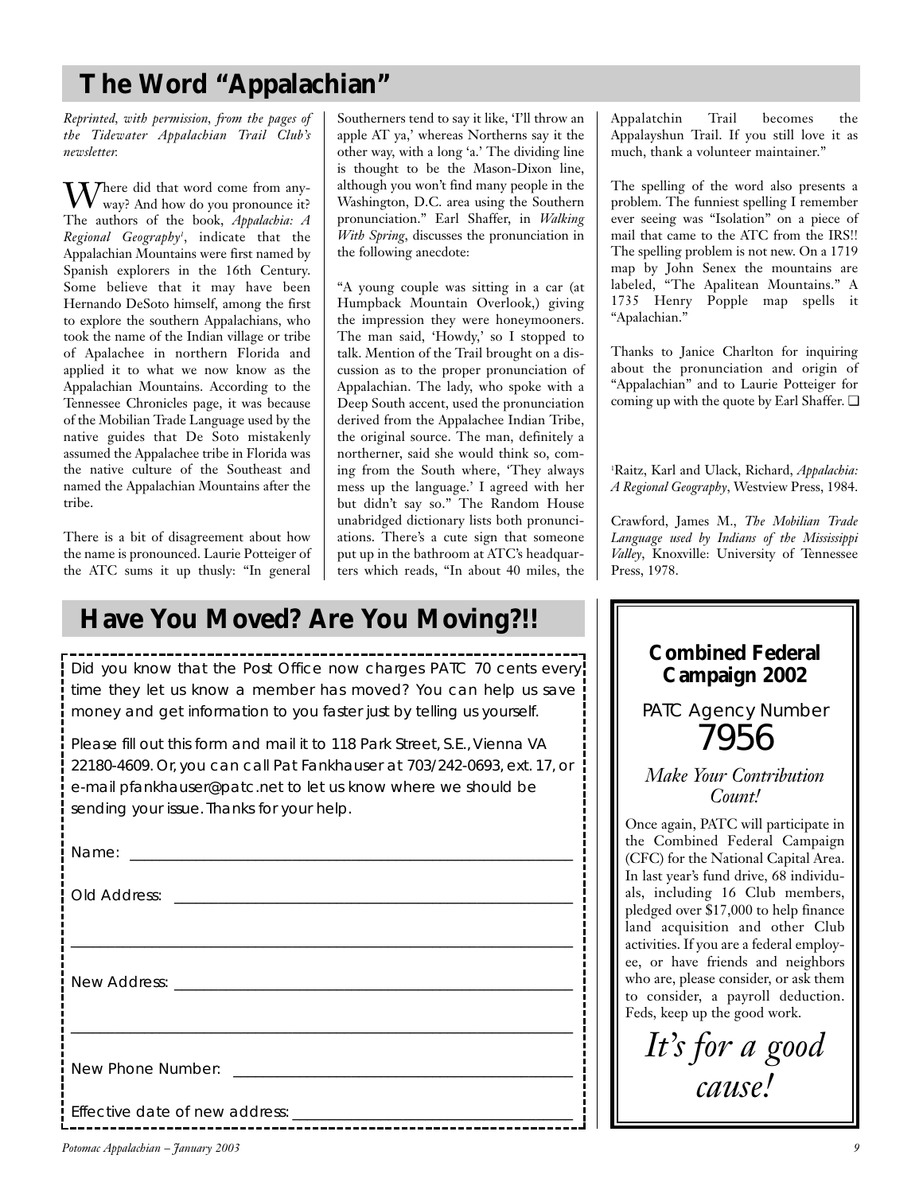## The Word "Appalachian"

*Reprinted, with permission, from the pages of the Tidewater Appalachian Trail Club's newsletter.*

Where did that word come from anyway? And how do you pronounce it? The authors of the book, *Appalachia: A Regional Geography*[1], indicate that the Appalachian Mountains were first named by Spanish explorers in the 16th Century. Some believe that it may have been Hernando DeSoto himself, among the first to explore the southern Appalachians, who took the name of the Indian village or tribe of Apalachee in northern Florida and applied it to what we now know as the Appalachian Mountains. According to the Tennessee Chronicles page, it was because of the Mobilian Trade Language used by the native guides that De Soto mistakenly assumed the Appalachee tribe in Florida was the native culture of the Southeast and named the Appalachian Mountains after the tribe.

There is a bit of disagreement about how the name is pronounced. Laurie Potteiger of the ATC sums it up thusly: "In general Southerners tend to say it like, 'I'll throw an apple AT ya,' whereas Northerns say it the other way, with a long 'a.' The dividing line is thought to be the Mason-Dixon line, although you won't find many people in the Washington, D.C. area using the Southern pronunciation." Earl Shaffer, in *Walking With Spring*, discusses the pronunciation in the following anecdote:

"A young couple was sitting in a car (at Humpback Mountain Overlook,) giving the impression they were honeymooners. The man said, 'Howdy,' so I stopped to talk. Mention of the Trail brought on a discussion as to the proper pronunciation of Appalachian. The lady, who spoke with a Deep South accent, used the pronunciation derived from the Appalachee Indian Tribe, the original source. The man, definitely a northerner, said she would think so, coming from the South where, 'They always mess up the language.' I agreed with her but didn't say so." The Random House unabridged dictionary lists both pronunciations. There's a cute sign that someone put up in the bathroom at ATC's headquarters which reads, "In about 40 miles, the Appalatchin Trail becomes the Appalayshun Trail. If you still love it as much, thank a volunteer maintainer."

The spelling of the word also presents a problem. The funniest spelling I remember ever seeing was "Isolation" on a piece of mail that came to the ATC from the IRS!! The spelling problem is not new. On a 1719 map by John Senex the mountains are labeled, "The Apalitean Mountains." A 1735 Henry Popple map spells it "Apalachian."

Thanks to Janice Charlton for inquiring about the pronunciation and origin of "Appalachian" and to Laurie Potteiger for coming up with the quote by Earl Shaffer. ❑

[1]Raitz, Karl and Ulack, Richard, *Appalachia: A Regional Geography*, Westview Press, 1984.

Crawford, James M., *The Mobilian Trade Language used by Indians of the Mississippi Valley*, Knoxville: University of Tennessee Press, 1978.

## Have You Moved? Are You Moving?!!

Did you know that the Post Office now charges PATC 70 cents every time they let us know a member has moved? You can help us save money and get information to you faster just by telling us yourself.

Please fill out this form and mail it to 118 Park Street, S.E., Vienna VA 22180-4609. Or, you can call Pat Fankhauser at 703/242-0693, ext. 17, or e-mail pfankhauser@patc.net to let us know where we should be sending your issue. Thanks for your help.

Name: ______________________________________________

Old Address: __________________________________________

______________________________________________________

New Address: _________________________________________

______________________________________________________

New Phone Number: ____________________________________

Effective date of new address: ____________________________

### Combined Federal Campaign 2002

PATC Agency Number

7956

*Make Your Contribution Count!*

Once again, PATC will participate in the Combined Federal Campaign (CFC) for the National Capital Area. In last year's fund drive, 68 individuals, including 16 Club members, pledged over $17,000 to help finance land acquisition and other Club activities. If you are a federal employee, or have friends and neighbors who are, please consider, or ask them to consider, a payroll deduction. Feds, keep up the good work.

*It's for a good cause!*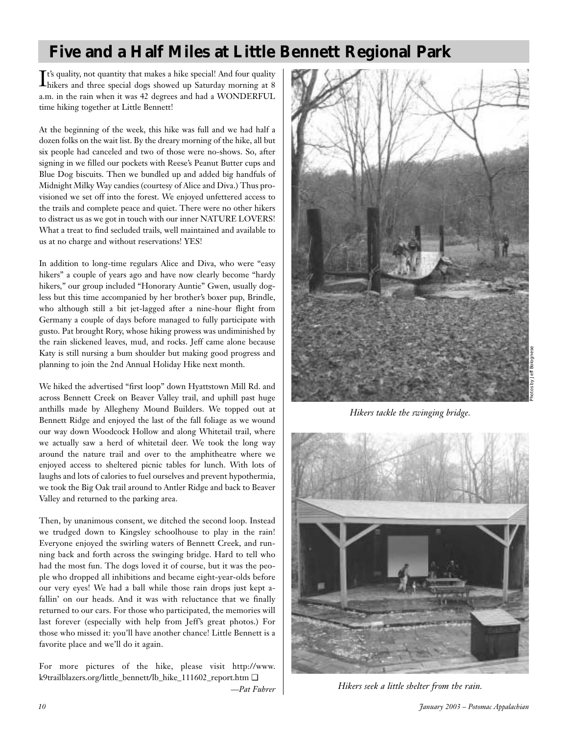# Five and a Half Miles at Little Bennett Regional Park

It's quality, not quantity that makes a hike special! And four quality hikers and three special dogs showed up Saturday morning at 8 a.m. in the rain when it was 42 degrees and had a WONDERFUL time hiking together at Little Bennett!

At the beginning of the week, this hike was full and we had half a dozen folks on the wait list. By the dreary morning of the hike, all but six people had canceled and two of those were no-shows. So, after signing in we filled our pockets with Reese's Peanut Butter cups and Blue Dog biscuits. Then we bundled up and added big handfuls of Midnight Milky Way candies (courtesy of Alice and Diva.) Thus provisioned we set off into the forest. We enjoyed unfettered access to the trails and complete peace and quiet. There were no other hikers to distract us as we got in touch with our inner NATURE LOVERS! What a treat to find secluded trails, well maintained and available to us at no charge and without reservations! YES!

In addition to long-time regulars Alice and Diva, who were "easy hikers" a couple of years ago and have now clearly become "hardy hikers," our group included "Honorary Auntie" Gwen, usually dogless but this time accompanied by her brother's boxer pup, Brindle, who although still a bit jet-lagged after a nine-hour flight from Germany a couple of days before managed to fully participate with gusto. Pat brought Rory, whose hiking prowess was undiminished by the rain slickened leaves, mud, and rocks. Jeff came alone because Katy is still nursing a bum shoulder but making good progress and planning to join the 2nd Annual Holiday Hike next month.

We hiked the advertised "first loop" down Hyattstown Mill Rd. and across Bennett Creek on Beaver Valley trail, and uphill past huge anthills made by Allegheny Mound Builders. We topped out at Bennett Ridge and enjoyed the last of the fall foliage as we wound our way down Woodcock Hollow and along Whitetail trail, where we actually saw a herd of whitetail deer. We took the long way around the nature trail and over to the amphitheatre where we enjoyed access to sheltered picnic tables for lunch. With lots of laughs and lots of calories to fuel ourselves and prevent hypothermia, we took the Big Oak trail around to Antler Ridge and back to Beaver Valley and returned to the parking area.

Then, by unanimous consent, we ditched the second loop. Instead we trudged down to Kingsley schoolhouse to play in the rain! Everyone enjoyed the swirling waters of Bennett Creek, and running back and forth across the swinging bridge. Hard to tell who had the most fun. The dogs loved it of course, but it was the people who dropped all inhibitions and became eight-year-olds before our very eyes! We had a ball while those rain drops just kept a-fallin' on our heads. And it was with reluctance that we finally returned to our cars. For those who participated, the memories will last forever (especially with help from Jeff's great photos.) For those who missed it: you'll have another chance! Little Bennett is a favorite place and we'll do it again.

For more pictures of the hike, please visit http://www.k9trailblazers.org/little_bennett/lb_hike_111602_report.htm ❑

*—Pat Fuhrer*

Photos by Jeff Bolognese

*Hikers tackle the swinging bridge.*

*Hikers seek a little shelter from the rain.*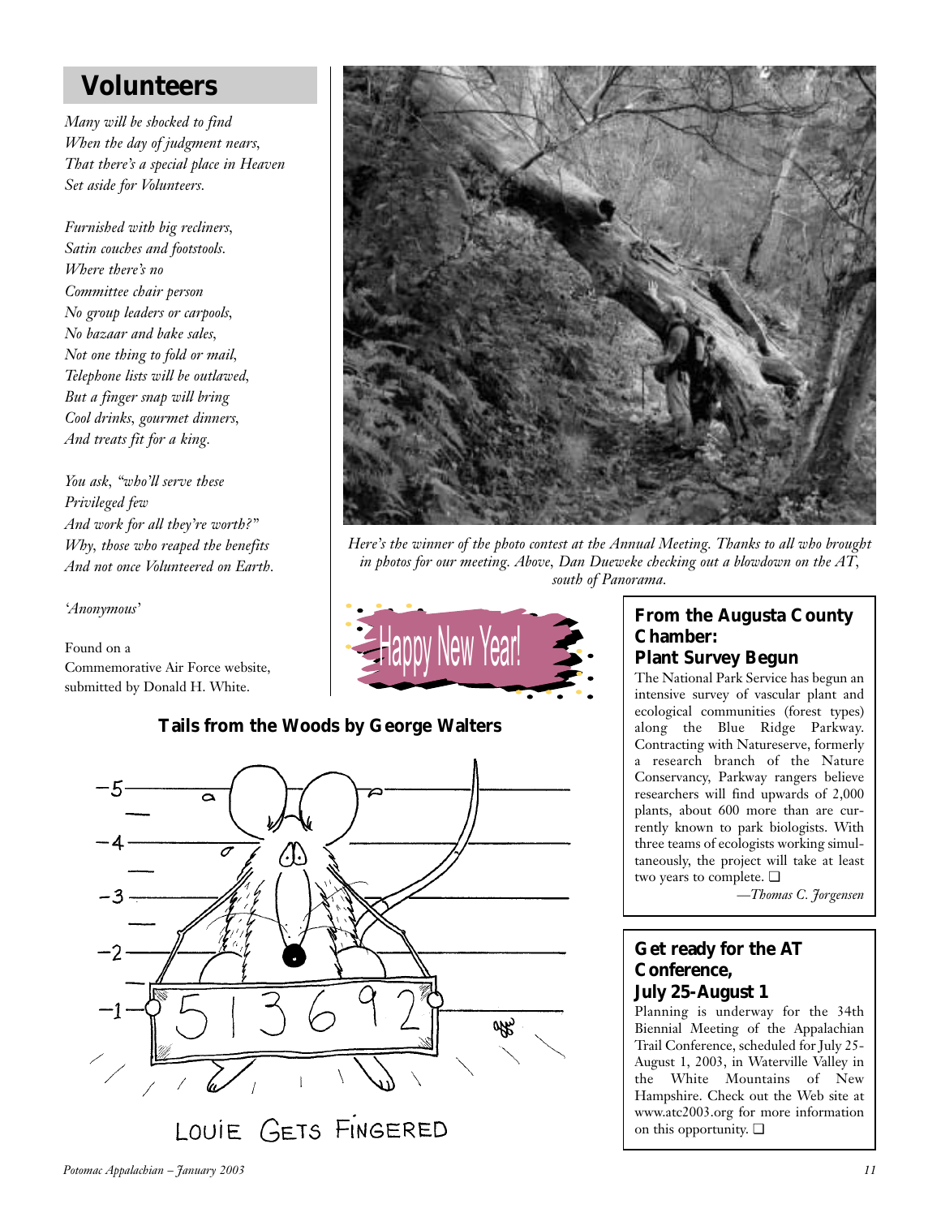## Volunteers

*Many will be shocked to find*
*When the day of judgment nears,*
*That there's a special place in Heaven*
*Set aside for Volunteers.*

*Furnished with big recliners,*
*Satin couches and footstools.*
*Where there's no*
*Committee chair person*
*No group leaders or carpools,*
*No bazaar and bake sales,*
*Not one thing to fold or mail,*
*Telephone lists will be outlawed,*
*But a finger snap will bring*
*Cool drinks, gourmet dinners,*
*And treats fit for a king.*

*You ask, "who'll serve these*
*Privileged few*
*And work for all they're worth?"*
*Why, those who reaped the benefits*
*And not once Volunteered on Earth.*

*'Anonymous'*

Found on a
Commemorative Air Force website,
submitted by Donald H. White.

*Here's the winner of the photo contest at the Annual Meeting. Thanks to all who brought in photos for our meeting. Above, Dan Dueweke checking out a blowdown on the AT, south of Panorama.*

Happy New Year!

### Tails from the Woods by George Walters

LOUIE GETS FINGERED

### From the Augusta County Chamber: Plant Survey Begun

The National Park Service has begun an intensive survey of vascular plant and ecological communities (forest types) along the Blue Ridge Parkway. Contracting with Natureserve, formerly a research branch of the Nature Conservancy, Parkway rangers believe researchers will find upwards of 2,000 plants, about 600 more than are currently known to park biologists. With three teams of ecologists working simultaneously, the project will take at least two years to complete. ❑

*—Thomas C. Jorgensen*

### Get ready for the AT Conference, July 25-August 1

Planning is underway for the 34th Biennial Meeting of the Appalachian Trail Conference, scheduled for July 25-August 1, 2003, in Waterville Valley in the White Mountains of New Hampshire. Check out the Web site at www.atc2003.org for more information on this opportunity. ❑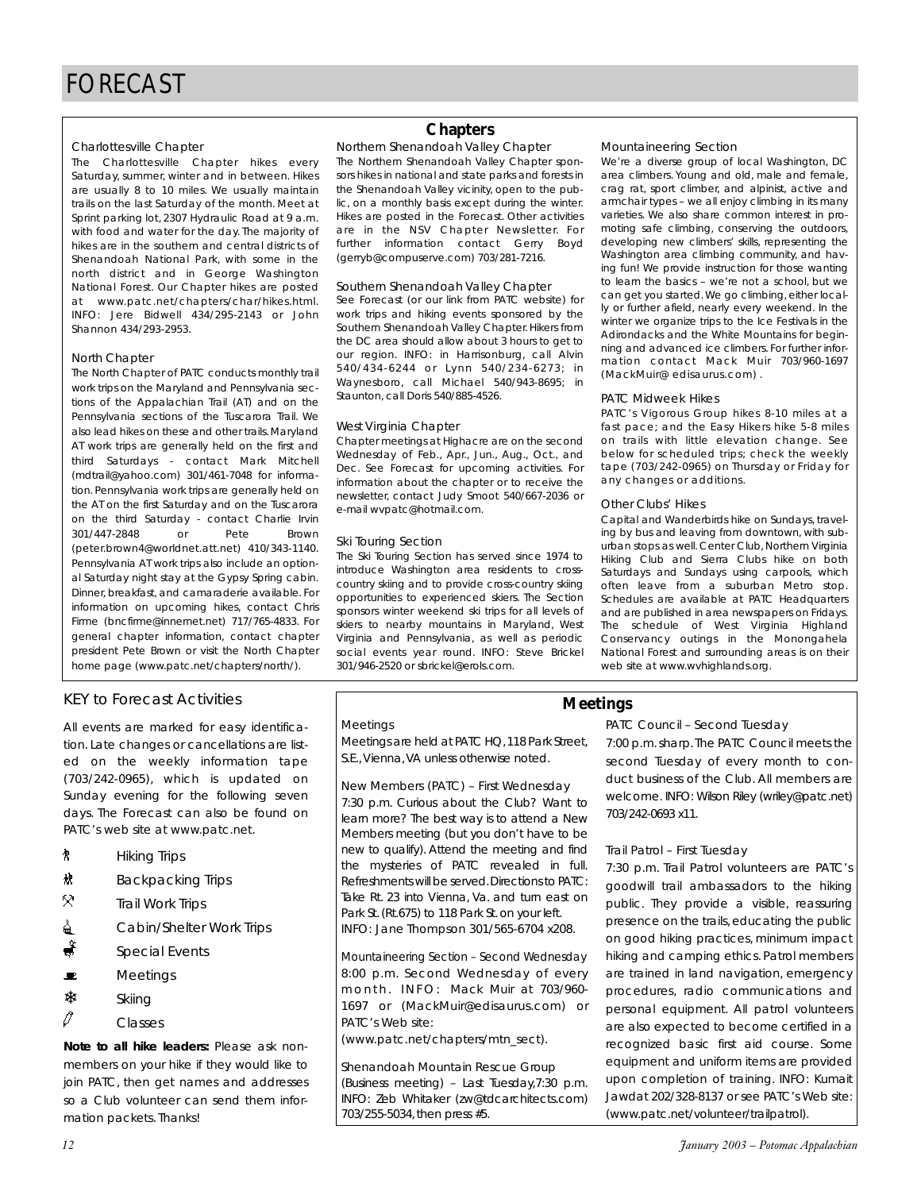# FORECAST

## Chapters

### Charlottesville Chapter

The Charlottesville Chapter hikes every Saturday, summer, winter and in between. Hikes are usually 8 to 10 miles. We usually maintain trails on the last Saturday of the month. Meet at Sprint parking lot, 2307 Hydraulic Road at 9 a.m. with food and water for the day. The majority of hikes are in the southern and central districts of Shenandoah National Park, with some in the north district and in George Washington National Forest. Our Chapter hikes are posted at www.patc.net/chapters/char/hikes.html. INFO: Jere Bidwell 434/295-2143 or John Shannon 434/293-2953.

### North Chapter

The North Chapter of PATC conducts monthly trail work trips on the Maryland and Pennsylvania sections of the Appalachian Trail (AT) and on the Pennsylvania sections of the Tuscarora Trail. We also lead hikes on these and other trails. Maryland AT work trips are generally held on the first and third Saturdays - contact Mark Mitchell (mdtrail@yahoo.com) 301/461-7048 for information. Pennsylvania work trips are generally held on the AT on the first Saturday and on the Tuscarora on the third Saturday - contact Charlie Irvin 301/447-2848 or Pete Brown (peter.brown4@worldnet.att.net) 410/343-1140. Pennsylvania AT work trips also include an optional Saturday night stay at the Gypsy Spring cabin. Dinner, breakfast, and camaraderie available. For information on upcoming hikes, contact Chris Firme (bncfirme@innernet.net) 717/765-4833. For general chapter information, contact chapter president Pete Brown or visit the North Chapter home page (www.patc.net/chapters/north/).

### Northern Shenandoah Valley Chapter

The Northern Shenandoah Valley Chapter sponsors hikes in national and state parks and forests in the Shenandoah Valley vicinity, open to the public, on a monthly basis except during the winter. Hikes are posted in the Forecast. Other activities are in the NSV Chapter Newsletter. For further information contact Gerry Boyd (gerryb@compuserve.com) 703/281-7216.

### Southern Shenandoah Valley Chapter

See Forecast (or our link from PATC website) for work trips and hiking events sponsored by the Southern Shenandoah Valley Chapter. Hikers from the DC area should allow about 3 hours to get to our region. INFO: in Harrisonburg, call Alvin 540/434-6244 or Lynn 540/234-6273; in Waynesboro, call Michael 540/943-8695; in Staunton, call Doris 540/885-4526.

### West Virginia Chapter

Chapter meetings at Highacre are on the second Wednesday of Feb., Apr., Jun., Aug., Oct., and Dec. See Forecast for upcoming activities. For information about the chapter or to receive the newsletter, contact Judy Smoot 540/667-2036 or e-mail wvpatc@hotmail.com.

### Ski Touring Section

The Ski Touring Section has served since 1974 to introduce Washington area residents to cross-country skiing and to provide cross-country skiing opportunities to experienced skiers. The Section sponsors winter weekend ski trips for all levels of skiers to nearby mountains in Maryland, West Virginia and Pennsylvania, as well as periodic social events year round. INFO: Steve Brickel 301/946-2520 or sbrickel@erols.com.

### Mountaineering Section

We're a diverse group of local Washington, DC area climbers. Young and old, male and female, crag rat, sport climber, and alpinist, active and armchair types – we all enjoy climbing in its many varieties. We also share common interest in promoting safe climbing, conserving the outdoors, developing new climbers' skills, representing the Washington area climbing community, and having fun! We provide instruction for those wanting to learn the basics – we're not a school, but we can get you started. We go climbing, either locally or further afield, nearly every weekend. In the winter we organize trips to the Ice Festivals in the Adirondacks and the White Mountains for beginning and advanced ice climbers. For further information contact Mack Muir 703/960-1697 (MackMuir@edisaurus.com).

### PATC Midweek Hikes

PATC's Vigorous Group hikes 8-10 miles at a fast pace; and the Easy Hikers hike 5-8 miles on trails with little elevation change. See below for scheduled trips; check the weekly tape (703/242-0965) on Thursday or Friday for any changes or additions.

### Other Clubs' Hikes

Capital and Wanderbirds hike on Sundays, traveling by bus and leaving from downtown, with suburban stops as well. Center Club, Northern Virginia Hiking Club and Sierra Clubs hike on both Saturdays and Sundays using carpools, which often leave from a suburban Metro stop. Schedules are available at PATC Headquarters and are published in area newspapers on Fridays. The schedule of West Virginia Highland Conservancy outings in the Monongahela National Forest and surrounding areas is on their web site at www.wvhighlands.org.

## KEY to Forecast Activities

All events are marked for easy identification. Late changes or cancellations are listed on the weekly information tape (703/242-0965), which is updated on Sunday evening for the following seven days. The Forecast can also be found on PATC's web site at www.patc.net.

- Hiking Trips
- Backpacking Trips
- Trail Work Trips
- Cabin/Shelter Work Trips
- Special Events
- Meetings
- Skiing
- Classes

**Note to all hike leaders:** Please ask non-members on your hike if they would like to join PATC, then get names and addresses so a Club volunteer can send them information packets. Thanks!

## Meetings

### Meetings

Meetings are held at PATC HQ, 118 Park Street, S.E., Vienna, VA unless otherwise noted.

### New Members (PATC) – First Wednesday

7:30 p.m. Curious about the Club? Want to learn more? The best way is to attend a New Members meeting (but you don't have to be new to qualify). Attend the meeting and find the mysteries of PATC revealed in full. Refreshments will be served. Directions to PATC: Take Rt. 23 into Vienna, Va. and turn east on Park St. (Rt.675) to 118 Park St. on your left. INFO: Jane Thompson 301/565-6704 x208.

### Mountaineering Section – Second Wednesday

8:00 p.m. Second Wednesday of every month. INFO: Mack Muir at 703/960-1697 or (MackMuir@edisaurus.com) or PATC's Web site: (www.patc.net/chapters/mtn_sect).

### Shenandoah Mountain Rescue Group

(Business meeting) – Last Tuesday, 7:30 p.m. INFO: Zeb Whitaker (zw@tdcarchitects.com) 703/255-5034, then press #5.

### PATC Council – Second Tuesday

7:00 p.m. sharp. The PATC Council meets the second Tuesday of every month to conduct business of the Club. All members are welcome. INFO: Wilson Riley (wriley@patc.net) 703/242-0693 x11.

### Trail Patrol – First Tuesday

7:30 p.m. Trail Patrol volunteers are PATC's goodwill trail ambassadors to the hiking public. They provide a visible, reassuring presence on the trails, educating the public on good hiking practices, minimum impact hiking and camping ethics. Patrol members are trained in land navigation, emergency procedures, radio communications and personal equipment. All patrol volunteers are also expected to become certified in a recognized basic first aid course. Some equipment and uniform items are provided upon completion of training. INFO: Kumait Jawdat 202/328-8137 or see PATC's Web site: (www.patc.net/volunteer/trailpatrol).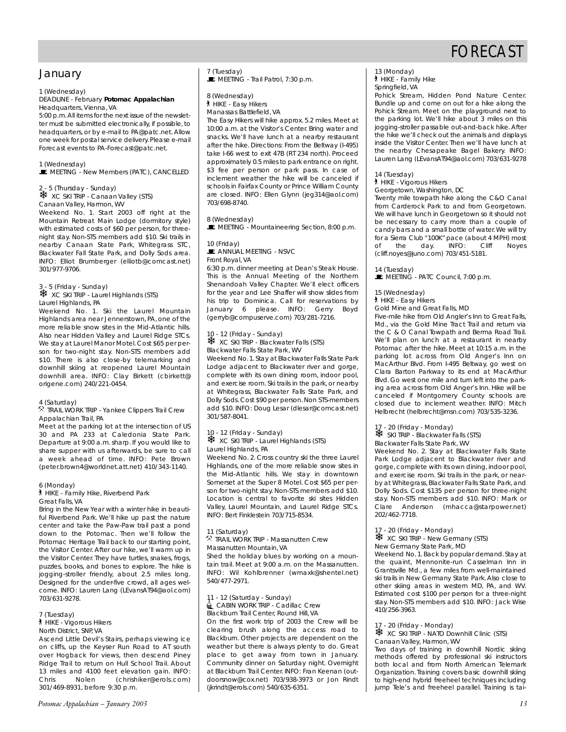# FORECAST

## January

1 (Wednesday)
DEADLINE - February **Potomac Appalachian**
Headquarters, Vienna, VA
5:00 p.m. All items for the next issue of the newsletter must be submitted electronically, if possible, to headquarters, or by e-mail to PA@patc.net. Allow one week for postal service delivery. Please e-mail Forecast events to PA-Forecast@patc.net.

1 (Wednesday)
MEETING - New Members (PATC), CANCELLED

2 - 5 (Thursday - Sunday)
XC SKI TRIP - Canaan Valley (STS)
Canaan Valley, Harmon, WV
Weekend No. 1. Start 2003 off right at the Mountain Retreat Main Lodge (dormitory style) with estimated costs of $60 per person, for three-night stay. Non-STS members add $10. Ski trails in nearby Canaan State Park, Whitegrass STC, Blackwater Fall State Park, and Dolly Sods area. INFO: Elliot Brumberger (elliotb@comcast.net) 301/977-9706.

3 - 5 (Friday - Sunday)
XC SKI TRIP - Laurel Highlands (STS)
Laurel Highlands, PA
Weekend No. 1. Ski the Laurel Mountain Highlands area near Jennerstown, PA, one of the more reliable snow sites in the Mid-Atlantic hills. Also near Hidden Valley and Laurel Ridge STCs. We stay at Laurel Manor Motel. Cost $65 per person for two-night stay. Non-STS members add $10. There is also close-by telemarking and downhill skiing at reopened Laurel Mountain downhill area. INFO: Clay Birkett (cbirkett@origene.com) 240/221-0454.

4 (Saturday)
TRAIL WORK TRIP - Yankee Clippers Trail Crew
Appalachian Trail, PA
Meet at the parking lot at the intersection of US 30 and PA 233 at Caledonia State Park. Departure at 9:00 a.m. sharp. If you would like to share supper with us afterwards, be sure to call a week ahead of time. INFO: Pete Brown (peter.brown4@worldnet.att.net) 410/343-1140.

6 (Monday)
HIKE - Family Hike, Riverbend Park
Great Falls, VA
Bring in the New Year with a winter hike in beautiful Riverbend Park. We'll hike up past the nature center and take the Paw-Paw trail past a pond down to the Potomac. Then we'll follow the Potomac Heritage Trail back to our starting point, the Visitor Center. After our hike, we'll warm up in the Visitor Center. They have turtles, snakes, frogs, puzzles, books, and bones to explore. The hike is jogging-stroller friendly, about 2.5 miles long. Designed for the under-five crowd, all ages welcome. INFO: Lauren Lang (LEvansAT94@aol.com) 703/631-9278.

7 (Tuesday)
HIKE - Vigorous Hikers
North District, SNP, VA
Ascend Little Devil's Stairs, perhaps viewing ice on cliffs, up the Keyser Run Road to AT south over Hogback for views, then descend Piney Ridge Trail to return on Hull School Trail. About 13 miles and 4100 feet elevation gain. INFO: Chris Nolen (chrishiker@erols.com) 301/469-8931, before 9:30 p.m.

7 (Tuesday)
MEETING - Trail Patrol, 7:30 p.m.

8 (Wednesday)
HIKE - Easy Hikers
Manassas Battlefield, VA
The Easy Hikers will hike approx. 5.2 miles. Meet at 10:00 a.m. at the Visitor's Center. Bring water and snacks. We'll have lunch at a nearby restaurant after the hike. Directions: From the Beltway (I-495) take I-66 west to exit 47B (RT 234 north). Proceed approximately 0.5 miles to park entrance on right. $3 fee per person or park pass. In case of inclement weather the hike will be canceled if schools in Fairfax County or Prince William County are closed. INFO: Ellen Glynn (jeg314@aol.com) 703/698-8740.

8 (Wednesday)
MEETING - Mountaineering Section, 8:00 p.m.

10 (Friday)
ANNUAL MEETING - NSVC
Front Royal, VA
6:30 p.m. dinner meeting at Dean's Steak House. This is the Annual Meeting of the Northern Shenandoah Valley Chapter. We'll elect officers for the year and Lee Shaffer will show slides from his trip to Dominica. Call for reservations by January 6 please. INFO: Gerry Boyd (gerryb@compuserve.com) 703/281-7216.

10 - 12 (Friday - Sunday)
XC SKI TRIP - Blackwater Falls (STS)
Blackwater Falls State Park, WV
Weekend No. 1. Stay at Blackwater Falls State Park Lodge adjacent to Blackwater river and gorge, complete with its own dining room, indoor pool, and exercise room. Ski trails in the park, or nearby at Whitegrass, Blackwater Falls State Park, and Dolly Sods. Cost $90 per person. Non STS-members add $10. INFO: Doug Lesar (dlesar@comcast.net) 301/587-8041.

10 - 12 (Friday - Sunday)
XC SKI TRIP - Laurel Highlands (STS)
Laurel Highlands, PA
Weekend No. 2. Cross country ski the three Laurel Highlands, one of the more reliable snow sites in the Mid-Atlantic hills. We stay in downtown Somerset at the Super 8 Motel. Cost $65 per person for two-night stay. Non-STS members add $10. Location is central to favorite ski sites Hidden Valley, Laurel Mountain, and Laurel Ridge STCs. INFO: Bert Finklestein 703/715-8534.

11 (Saturday)
TRAIL WORK TRIP - Massanutten Crew
Massanutten Mountain, VA
Shed the holiday blues by working on a mountain trail. Meet at 9:00 a.m. on the Massanutten. INFO: Wil Kohlbrenner (wmaxk@shentel.net) 540/477-2971.

11 - 12 (Saturday - Sunday)
CABIN WORK TRIP - Cadillac Crew
Blackburn Trail Center, Round Hill, VA
On the first work trip of 2003 the Crew will be clearing brush along the access road to Blackburn. Other projects are dependent on the weather but there is always plenty to do. Great place to get away from town in January. Community dinner on Saturday night. Overnight at Blackburn Trail Center. INFO: Fran Keenan (outdoorsnow@cox.net) 703/938-3973 or Jon Rindt (jkrindt@erols.com) 540/635-6351.

13 (Monday)
HIKE - Family Hike
Springfield, VA
Pohick Stream, Hidden Pond Nature Center. Bundle up and come on out for a hike along the Pohick Stream. Meet on the playground next to the parking lot. We'll hike about 3 miles on this jogging-stroller passable out-and-back hike. After the hike we'll check out the animals and displays inside the Visitor Center. Then we'll have lunch at the nearby Chesapeake Bagel Bakery. INFO: Lauren Lang (LEvansAT94@aol.com) 703/631-9278

14 (Tuesday)
HIKE - Vigorous Hikers
Georgetown, Washington, DC
Twenty mile towpath hike along the C&O Canal from Carderock Park to and from Georgetown. We will have lunch in Georgetown so it should not be necessary to carry more than a couple of candy bars and a small bottle of water. We will try for a Sierra Club "100K" pace (about 4 MPH) most of the day. INFO: Cliff Noyes (cliff.noyes@juno.com) 703/451-5181.

14 (Tuesday)
MEETING - PATC Council, 7:00 p.m.

15 (Wednesday)
HIKE - Easy Hikers
Gold Mine and Great Falls, MD
Five-mile hike from Old Angler's Inn to Great Falls, Md., via the Gold Mine Tract Trail and return via the C & O Canal Towpath and Berma Road Trail. We'll plan on lunch at a restaurant in nearby Potomac after the hike. Meet at 10:15 a.m. in the parking lot across from Old Anger's Inn on MacArthur Blvd. From I-495 Beltway, go west on Clara Barton Parkway to its end at MacArthur Blvd. Go west one mile and turn left into the parking area across from Old Anger's Inn. Hike will be canceled if Montgomery County schools are closed due to inclement weather. INFO: Mitch Helbrecht (helbrecht@msn.com) 703/535-3236.

17 - 20 (Friday - Monday)
SKI TRIP - Blackwater Falls (STS)
Blackwater Falls State Park, WV
Weekend No. 2. Stay at Blackwater Falls State Park Lodge adjacent to Blackwater river and gorge, complete with its own dining, indoor pool, and exercise room. Ski trails in the park, or nearby at Whitegrass, Blackwater Falls State Park, and Dolly Sods. Cost $135 per person for three-night stay. Non-STS members add $10. INFO: Mark or Clare Anderson (mhacca@starpower.net) 202/462-7718.

17 - 20 (Friday - Monday)
XC SKI TRIP - New Germany (STS)
New Germany State Park, MD
Weekend No. 1. Back by popular demand. Stay at the quaint, Mennonite-run Casselman Inn in Grantsville Md., a few miles from well-maintained ski trails in New Germany State Park. Also close to other skiing areas in western MD, PA, and WV. Estimated cost $100 per person for a three-night stay. Non-STS members add $10. INFO: Jack Wise 410/256-3963.

17 - 20 (Friday - Monday)
XC SKI TRIP - NATO Downhill Clinic (STS)
Canaan Valley, Harmon, WV
Two days of training in downhill Nordic skiing methods offered by professional ski instructors both local and from North American Telemark Organization. Training covers basic downhill skiing to high-end hybrid freeheel techniques including jump Tele's and freeheel parallel. Training is tai-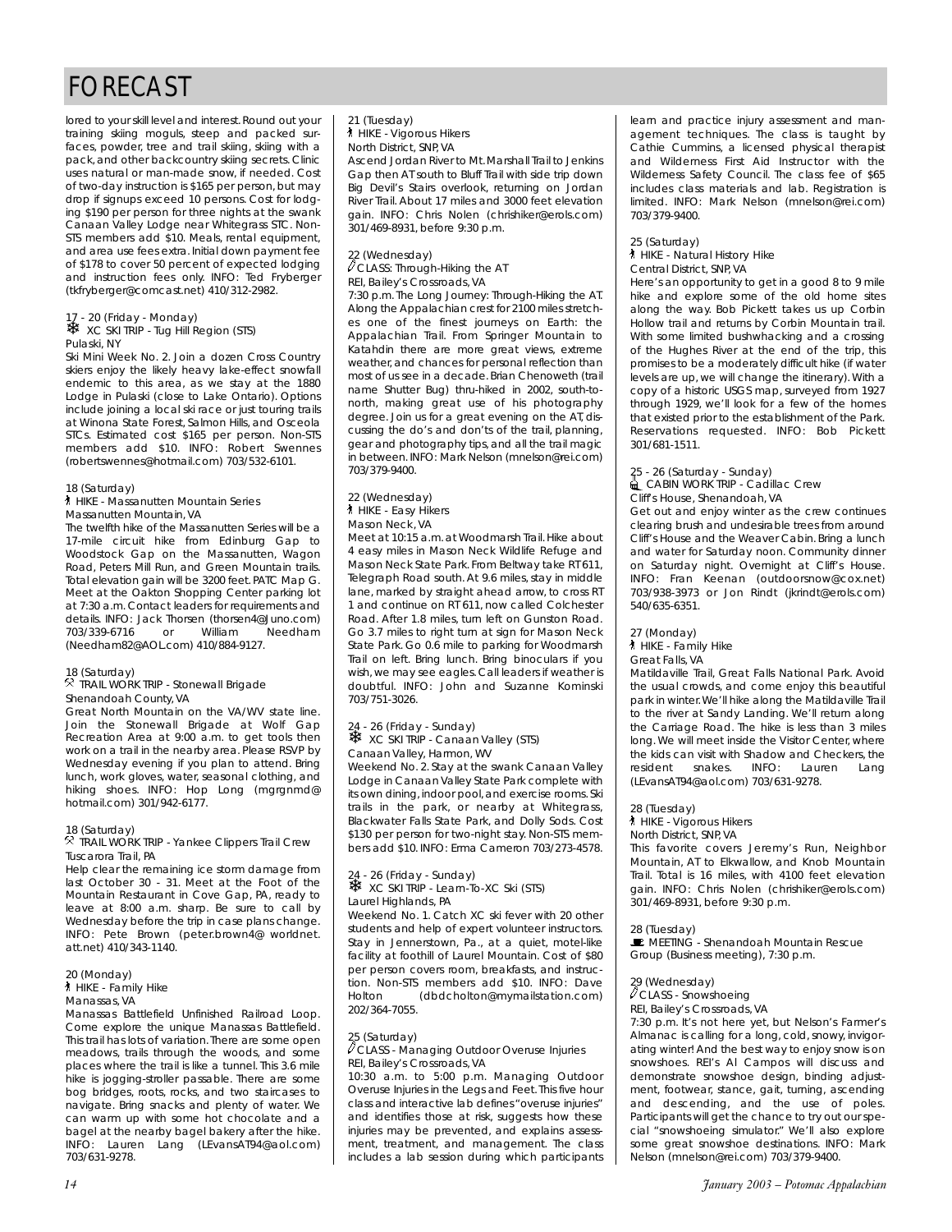# FORECAST

lored to your skill level and interest. Round out your training skiing moguls, steep and packed surfaces, powder, tree and trail skiing, skiing with a pack, and other backcountry skiing secrets. Clinic uses natural or man-made snow, if needed. Cost of two-day instruction is $165 per person, but may drop if signups exceed 10 persons. Cost for lodging $190 per person for three nights at the swank Canaan Valley Lodge near Whitegrass STC. Non-STS members add $10. Meals, rental equipment, and area use fees extra. Initial down payment fee of $178 to cover 50 percent of expected lodging and instruction fees only. INFO: Ted Fryberger (tkfryberger@comcast.net) 410/312-2982.

17 - 20 (Friday - Monday)
XC SKI TRIP - Tug Hill Region (STS)
Pulaski, NY
Ski Mini Week No. 2. Join a dozen Cross Country skiers enjoy the likely heavy lake-effect snowfall endemic to this area, as we stay at the 1880 Lodge in Pulaski (close to Lake Ontario). Options include joining a local ski race or just touring trails at Winona State Forest, Salmon Hills, and Osceola STCs. Estimated cost $165 per person. Non-STS members add $10. INFO: Robert Swennes (robertswennes@hotmail.com) 703/532-6101.

18 (Saturday)
HIKE - Massanutten Mountain Series
Massanutten Mountain, VA
The twelfth hike of the Massanutten Series will be a 17-mile circuit hike from Edinburg Gap to Woodstock Gap on the Massanutten, Wagon Road, Peters Mill Run, and Green Mountain trails. Total elevation gain will be 3200 feet. PATC Map G. Meet at the Oakton Shopping Center parking lot at 7:30 a.m. Contact leaders for requirements and details. INFO: Jack Thorsen (thorsen4@Juno.com) 703/339-6716 or William Needham (Needham82@AOL.com) 410/884-9127.

18 (Saturday)
TRAIL WORK TRIP - Stonewall Brigade
Shenandoah County, VA
Great North Mountain on the VA/WV state line. Join the Stonewall Brigade at Wolf Gap Recreation Area at 9:00 a.m. to get tools then work on a trail in the nearby area. Please RSVP by Wednesday evening if you plan to attend. Bring lunch, work gloves, water, seasonal clothing, and hiking shoes. INFO: Hop Long (mgrgnmd@ hotmail.com) 301/942-6177.

18 (Saturday)
TRAIL WORK TRIP - Yankee Clippers Trail Crew
Tuscarora Trail, PA
Help clear the remaining ice storm damage from last October 30 - 31. Meet at the Foot of the Mountain Restaurant in Cove Gap, PA, ready to leave at 8:00 a.m. sharp. Be sure to call by Wednesday before the trip in case plans change. INFO: Pete Brown (peter.brown4@ worldnet. att.net) 410/343-1140.

20 (Monday)
HIKE - Family Hike
Manassas, VA
Manassas Battlefield Unfinished Railroad Loop. Come explore the unique Manassas Battlefield. This trail has lots of variation. There are some open meadows, trails through the woods, and some places where the trail is like a tunnel. This 3.6 mile hike is jogging-stroller passable. There are some bog bridges, roots, rocks, and two staircases to navigate. Bring snacks and plenty of water. We can warm up with some hot chocolate and a bagel at the nearby bagel bakery after the hike. INFO: Lauren Lang (LEvansAT94@aol.com) 703/631-9278.

21 (Tuesday)
HIKE - Vigorous Hikers
North District, SNP, VA
Ascend Jordan River to Mt. Marshall Trail to Jenkins Gap then AT south to Bluff Trail with side trip down Big Devil's Stairs overlook, returning on Jordan River Trail. About 17 miles and 3000 feet elevation gain. INFO: Chris Nolen (chrishiker@erols.com) 301/469-8931, before 9:30 p.m.

22 (Wednesday)
CLASS: Through-Hiking the AT
REI, Bailey's Crossroads, VA
7:30 p.m. The Long Journey: Through-Hiking the AT. Along the Appalachian crest for 2100 miles stretches one of the finest journeys on Earth: the Appalachian Trail. From Springer Mountain to Katahdin there are more great views, extreme weather, and chances for personal reflection than most of us see in a decade. Brian Chenoweth (trail name Shutter Bug) thru-hiked in 2002, south-to-north, making great use of his photography degree. Join us for a great evening on the AT, discussing the do's and don'ts of the trail, planning, gear and photography tips, and all the trail magic in between. INFO: Mark Nelson (mnelson@rei.com) 703/379-9400.

22 (Wednesday)
HIKE - Easy Hikers
Mason Neck, VA
Meet at 10:15 a.m. at Woodmarsh Trail. Hike about 4 easy miles in Mason Neck Wildlife Refuge and Mason Neck State Park. From Beltway take RT 611, Telegraph Road south. At 9.6 miles, stay in middle lane, marked by straight ahead arrow, to cross RT 1 and continue on RT 611, now called Colchester Road. After 1.8 miles, turn left on Gunston Road. Go 3.7 miles to right turn at sign for Mason Neck State Park. Go 0.6 mile to parking for Woodmarsh Trail on left. Bring lunch. Bring binoculars if you wish, we may see eagles. Call leaders if weather is doubtful. INFO: John and Suzanne Kominski 703/751-3026.

24 - 26 (Friday - Sunday)
XC SKI TRIP - Canaan Valley (STS)
Canaan Valley, Harmon, WV
Weekend No. 2. Stay at the swank Canaan Valley Lodge in Canaan Valley State Park complete with its own dining, indoor pool, and exercise rooms. Ski trails in the park, or nearby at Whitegrass, Blackwater Falls State Park, and Dolly Sods. Cost $130 per person for two-night stay. Non-STS members add $10. INFO: Erma Cameron 703/273-4578.

24 - 26 (Friday - Sunday)
XC SKI TRIP - Learn-To-XC Ski (STS)
Laurel Highlands, PA
Weekend No. 1. Catch XC ski fever with 20 other students and help of expert volunteer instructors. Stay in Jennerstown, Pa., at a quiet, motel-like facility at foothill of Laurel Mountain. Cost of $80 per person covers room, breakfasts, and instruction. Non-STS members add $10. INFO: Dave Holton (dbdcholton@mymailstation.com) 202/364-7055.

25 (Saturday)
CLASS - Managing Outdoor Overuse Injuries
REI, Bailey's Crossroads, VA
10:30 a.m. to 5:00 p.m. Managing Outdoor Overuse Injuries in the Legs and Feet. This five hour class and interactive lab defines "overuse injuries" and identifies those at risk, suggests how these injuries may be prevented, and explains assessment, treatment, and management. The class includes a lab session during which participants learn and practice injury assessment and management techniques. The class is taught by Cathie Cummins, a licensed physical therapist and Wilderness First Aid Instructor with the Wilderness Safety Council. The class fee of $65 includes class materials and lab. Registration is limited. INFO: Mark Nelson (mnelson@rei.com) 703/379-9400.

25 (Saturday)
HIKE - Natural History Hike
Central District, SNP, VA
Here's an opportunity to get in a good 8 to 9 mile hike and explore some of the old home sites along the way. Bob Pickett takes us up Corbin Hollow trail and returns by Corbin Mountain trail. With some limited bushwhacking and a crossing of the Hughes River at the end of the trip, this promises to be a moderately difficult hike (if water levels are up, we will change the itinerary). With a copy of a historic USGS map, surveyed from 1927 through 1929, we'll look for a few of the homes that existed prior to the establishment of the Park. Reservations requested. INFO: Bob Pickett 301/681-1511.

25 - 26 (Saturday - Sunday)
CABIN WORK TRIP - Cadillac Crew
Cliff's House, Shenandoah, VA
Get out and enjoy winter as the crew continues clearing brush and undesirable trees from around Cliff's House and the Weaver Cabin. Bring a lunch and water for Saturday noon. Community dinner on Saturday night. Overnight at Cliff's House. INFO: Fran Keenan (outdoorsnow@cox.net) 703/938-3973 or Jon Rindt (jkrindt@erols.com) 540/635-6351.

27 (Monday)
HIKE - Family Hike
Great Falls, VA
Matildaville Trail, Great Falls National Park. Avoid the usual crowds, and come enjoy this beautiful park in winter. We'll hike along the Matildaville Trail to the river at Sandy Landing. We'll return along the Carriage Road. The hike is less than 3 miles long. We will meet inside the Visitor Center, where the kids can visit with Shadow and Checkers, the resident snakes. INFO: Lauren Lang (LEvansAT94@aol.com) 703/631-9278.

28 (Tuesday)
HIKE - Vigorous Hikers
North District, SNP, VA
This favorite covers Jeremy's Run, Neighbor Mountain, AT to Elkwallow, and Knob Mountain Trail. Total is 16 miles, with 4100 feet elevation gain. INFO: Chris Nolen (chrishiker@erols.com) 301/469-8931, before 9:30 p.m.

28 (Tuesday)
MEETING - Shenandoah Mountain Rescue Group (Business meeting), 7:30 p.m.

29 (Wednesday)
CLASS - Snowshoeing
REI, Bailey's Crossroads, VA
7:30 p.m. It's not here yet, but Nelson's Farmer's Almanac is calling for a long, cold, snowy, invigorating winter! And the best way to enjoy snow is on snowshoes. REI's Al Campos will discuss and demonstrate snowshoe design, binding adjustment, footwear, stance, gait, turning, ascending and descending, and the use of poles. Participants will get the chance to try out our special "snowshoeing simulator." We'll also explore some great snowshoe destinations. INFO: Mark Nelson (mnelson@rei.com) 703/379-9400.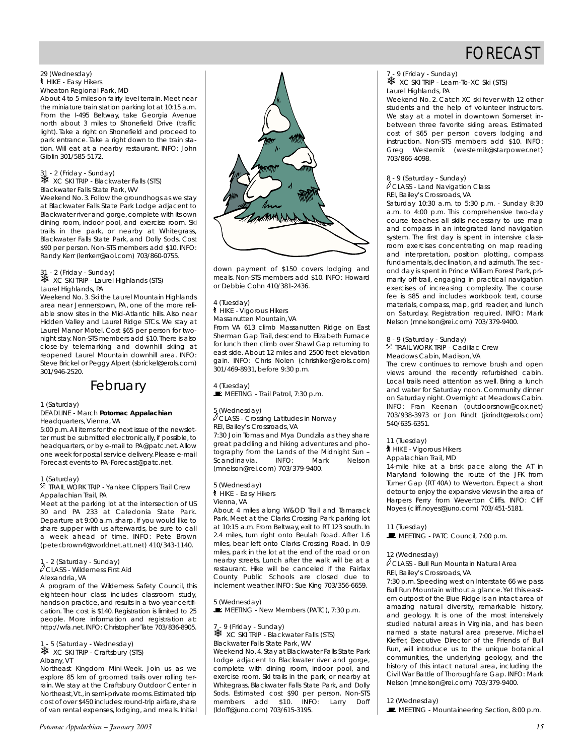# FORECAST

29 (Wednesday)
HIKE - Easy Hikers
Wheaton Regional Park, MD

About 4 to 5 miles on fairly level terrain. Meet near the miniature train station parking lot at 10:15 a.m. From the I-495 Beltway, take Georgia Avenue north about 3 miles to Shonefield Drive (traffic light). Take a right on Shonefield and proceed to park entrance. Take a right down to the train station. Will eat at a nearby restaurant. INFO: John Giblin 301/585-5172.

31 - 2 (Friday - Sunday)
XC SKI TRIP - Blackwater Falls (STS)
Blackwater Falls State Park, WV

Weekend No. 3. Follow the groundhogs as we stay at Blackwater Falls State Park Lodge adjacent to Blackwater river and gorge, complete with its own dining room, indoor pool, and exercise room. Ski trails in the park, or nearby at Whitegrass, Blackwater Falls State Park, and Dolly Sods. Cost $90 per person. Non-STS members add $10. INFO: Randy Kerr (lerrkerr@aol.com) 703/860-0755.

31 - 2 (Friday - Sunday)
XC SKI TRIP - Laurel Highlands (STS)
Laurel Highlands, PA

Weekend No. 3. Ski the Laurel Mountain Highlands area near Jennerstown, PA, one of the more reliable snow sites in the Mid-Atlantic hills. Also near Hidden Valley and Laurel Ridge STCs. We stay at Laurel Manor Motel. Cost $65 per person for two-night stay. Non-STS members add $10. There is also close-by telemarking and downhill skiing at reopened Laurel Mountain downhill area. INFO: Steve Brickel or Peggy Alpert (sbrickel@erols.com) 301/946-2520.

## February

1 (Saturday)
DEADLINE - March **Potomac Appalachian**
Headquarters, Vienna, VA

5:00 p.m. All items for the next issue of the newsletter must be submitted electronically, if possible, to headquarters, or by e-mail to PA@patc.net. Allow one week for postal service delivery. Please e-mail Forecast events to PA-Forecast@patc.net.

1 (Saturday)
TRAIL WORK TRIP - Yankee Clippers Trail Crew
Appalachian Trail, PA

Meet at the parking lot at the intersection of US 30 and PA 233 at Caledonia State Park. Departure at 9:00 a.m. sharp. If you would like to share supper with us afterwards, be sure to call a week ahead of time. INFO: Pete Brown (peter.brown4@worldnet.att.net) 410/343-1140.

1 - 2 (Saturday - Sunday)
CLASS - Wilderness First Aid
Alexandria, VA

A program of the Wilderness Safety Council, this eighteen-hour class includes classroom study, hands-on practice, and results in a two-year certification. The cost is $140. Registration is limited to 25 people. More information and registration at: http://wfa.net. INFO: Christopher Tate 703/836-8905.

1 - 5 (Saturday - Wednesday)
XC SKI TRIP - Craftsbury (STS)
Albany, VT

Northeast Kingdom Mini-Week. Join us as we explore 85 km of groomed trails over rolling terrain. We stay at the Craftsbury Outdoor Center in Northeast, Vt., in semi-private rooms. Estimated trip cost of over $450 includes: round-trip airfare, share of van rental expenses, lodging, and meals. Initial down payment of $150 covers lodging and meals. Non-STS members add $10. INFO: Howard or Debbie Cohn 410/381-2436.

4 (Tuesday)
HIKE - Vigorous Hikers
Massanutten Mountain, VA

From VA 613 climb Massanutten Ridge on East Sherman Gap Trail, descend to Elizabeth Furnace for lunch then climb over Shawl Gap returning to east side. About 12 miles and 2500 feet elevation gain. INFO: Chris Nolen (chrishiker@erols.com) 301/469-8931, before 9:30 p.m.

4 (Tuesday)
MEETING - Trail Patrol, 7:30 p.m.

5 (Wednesday)
CLASS - Crossing Latitudes in Norway
REI, Bailey's Crossroads, VA

7:30 Join Tomas and Mya Dundzila as they share great paddling and hiking adventures and photography from the Lands of the Midnight Sun – Scandinavia. INFO: Mark Nelson (mnelson@rei.com) 703/379-9400.

5 (Wednesday)
HIKE - Easy Hikers
Vienna, VA

About 4 miles along W&OD Trail and Tamarack Park. Meet at the Clarks Crossing Park parking lot at 10:15 a.m. From Beltway, exit to RT 123 south. In 2.4 miles, turn right onto Beulah Road. After 1.6 miles, bear left onto Clarks Crossing Road. In 0.9 miles, park in the lot at the end of the road or on nearby streets. Lunch after the walk will be at a restaurant. Hike will be canceled if the Fairfax County Public Schools are closed due to inclement weather. INFO: Sue King 703/356-6659.

5 (Wednesday)
MEETING - New Members (PATC), 7:30 p.m.

7 - 9 (Friday - Sunday)
XC SKI TRIP - Blackwater Falls (STS)
Blackwater Falls State Park, WV

Weekend No. 4. Stay at Blackwater Falls State Park Lodge adjacent to Blackwater river and gorge, complete with dining room, indoor pool, and exercise room. Ski trails in the park, or nearby at Whitegrass, Blackwater Falls State Park, and Dolly Sods. Estimated cost $90 per person. Non-STS members add $10. INFO: Larry Doff (ldoff@juno.com) 703/615-3195.

7 - 9 (Friday - Sunday)
XC SKI TRIP - Learn-To-XC Ski (STS)
Laurel Highlands, PA

Weekend No. 2. Catch XC ski fever with 12 other students and the help of volunteer instructors. We stay at a motel in downtown Somerset in-between three favorite skiing areas. Estimated cost of $65 per person covers lodging and instruction. Non-STS members add $10. INFO: Greg Westernik (westernik@starpower.net) 703/866-4098.

8 - 9 (Saturday - Sunday)
CLASS - Land Navigation Class
REI, Bailey's Crossroads, VA

Saturday 10:30 a.m. to 5:30 p.m. - Sunday 8:30 a.m. to 4:00 p.m. This comprehensive two-day course teaches all skills necessary to use map and compass in an integrated land navigation system. The first day is spent in intensive classroom exercises concentrating on map reading and interpretation, position plotting, compass fundamentals, declination, and azimuth. The second day is spent in Prince William Forest Park, primarily off-trail, engaging in practical navigation exercises of increasing complexity. The course fee is $85 and includes workbook text, course materials, compass, map, grid reader, and lunch on Saturday. Registration required. INFO: Mark Nelson (mnelson@rei.com) 703/379-9400.

8 - 9 (Saturday - Sunday)
TRAIL WORK TRIP - Cadillac Crew
Meadows Cabin, Madison, VA

The crew continues to remove brush and open views around the recently refurbished cabin. Local trails need attention as well. Bring a lunch and water for Saturday noon. Community dinner on Saturday night. Overnight at Meadows Cabin. INFO: Fran Keenan (outdoorsnow@cox.net) 703/938-3973 or Jon Rindt (jkrindt@erols.com) 540/635-6351.

11 (Tuesday)
HIKE - Vigorous Hikers
Appalachian Trail, MD

14-mile hike at a brisk pace along the AT in Maryland following the route of the JFK from Turner Gap (RT 40A) to Weverton. Expect a short detour to enjoy the expansive views in the area of Harpers Ferry from Weverton Cliffs. INFO: Cliff Noyes (cliff.noyes@juno.com) 703/451-5181.

11 (Tuesday)
MEETING - PATC Council, 7:00 p.m.

12 (Wednesday)
CLASS - Bull Run Mountain Natural Area
REI, Bailey's Crossroads, VA

7:30 p.m. Speeding west on Interstate 66 we pass Bull Run Mountain without a glance. Yet this eastern outpost of the Blue Ridge is an intact area of amazing natural diversity, remarkable history, and geology. It is one of the most intensively studied natural areas in Virginia, and has been named a state natural area preserve. Michael Kieffer, Executive Director of the Friends of Bull Run, will introduce us to the unique botanical communities, the underlying geology, and the history of this intact natural area, including the Civil War Battle of Thoroughfare Gap. INFO: Mark Nelson (mnelson@rei.com) 703/379-9400.

12 (Wednesday)
MEETING - Mountaineering Section, 8:00 p.m.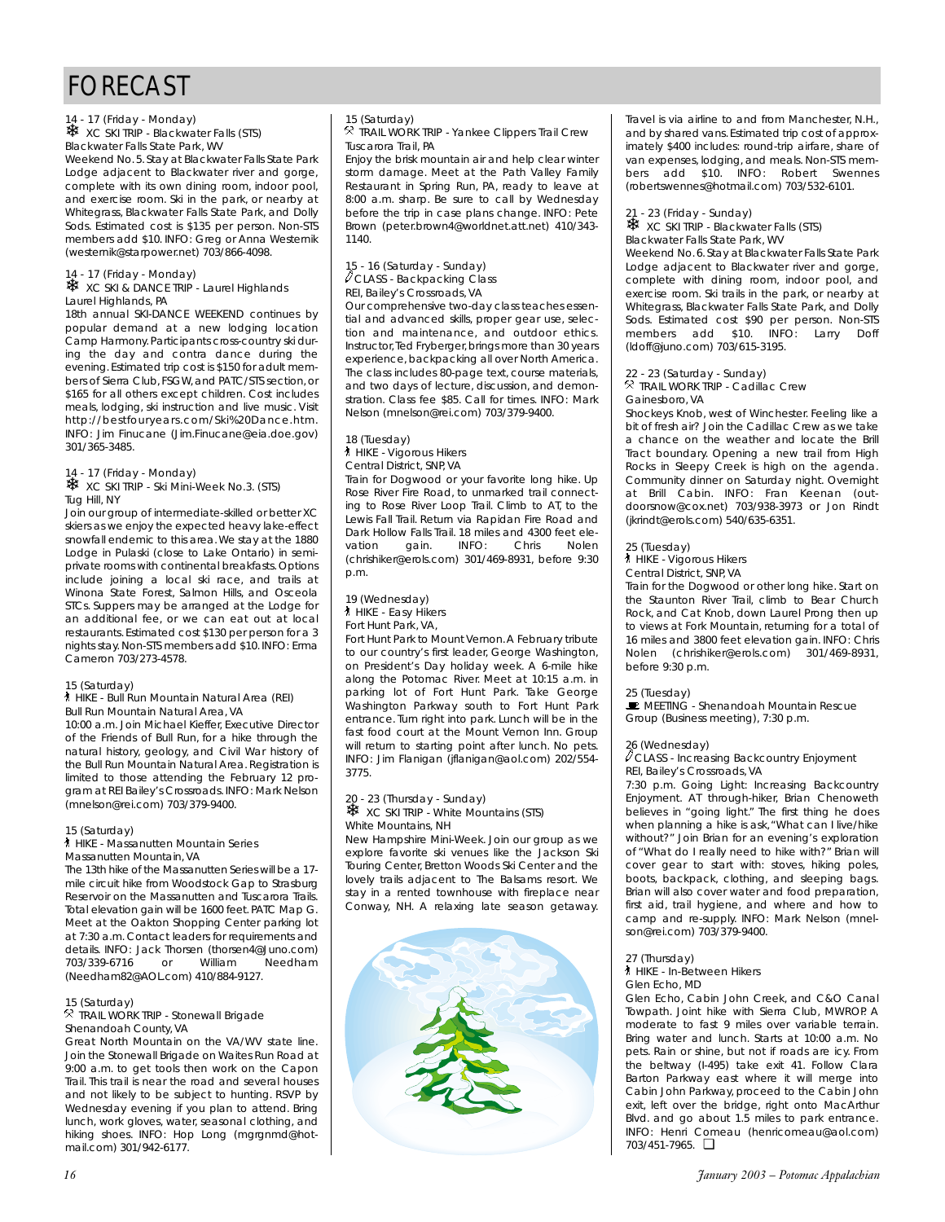# FORECAST

14 - 17 (Friday - Monday)
XC SKI TRIP - Blackwater Falls (STS)
Blackwater Falls State Park, WV

Weekend No. 5. Stay at Blackwater Falls State Park Lodge adjacent to Blackwater river and gorge, complete with its own dining room, indoor pool, and exercise room. Ski in the park, or nearby at Whitegrass, Blackwater Falls State Park, and Dolly Sods. Estimated cost is $135 per person. Non-STS members add $10. INFO: Greg or Anna Westernik (westernik@starpower.net) 703/866-4098.

14 - 17 (Friday - Monday)
XC SKI & DANCE TRIP - Laurel Highlands
Laurel Highlands, PA

18th annual SKI-DANCE WEEKEND continues by popular demand at a new lodging location Camp Harmony. Participants cross-country ski during the day and contra dance during the evening. Estimated trip cost is $150 for adult members of Sierra Club, FSGW, and PATC/STS section, or $165 for all others except children. Cost includes meals, lodging, ski instruction and live music. Visit http://bestfouryears.com/Ski%20Dance.htm. INFO: Jim Finucane (Jim.Finucane@eia.doe.gov) 301/365-3485.

14 - 17 (Friday - Monday)
XC SKI TRIP - Ski Mini-Week No.3. (STS)
Tug Hill, NY

Join our group of intermediate-skilled or better XC skiers as we enjoy the expected heavy lake-effect snowfall endemic to this area. We stay at the 1880 Lodge in Pulaski (close to Lake Ontario) in semi-private rooms with continental breakfasts. Options include joining a local ski race, and trails at Winona State Forest, Salmon Hills, and Osceola STCs. Suppers may be arranged at the Lodge for an additional fee, or we can eat out at local restaurants. Estimated cost $130 per person for a 3 nights stay. Non-STS members add $10. INFO: Erma Cameron 703/273-4578.

15 (Saturday)
HIKE - Bull Run Mountain Natural Area (REI)
Bull Run Mountain Natural Area, VA

10:00 a.m. Join Michael Kieffer, Executive Director of the Friends of Bull Run, for a hike through the natural history, geology, and Civil War history of the Bull Run Mountain Natural Area. Registration is limited to those attending the February 12 program at REI Bailey's Crossroads. INFO: Mark Nelson (mnelson@rei.com) 703/379-9400.

15 (Saturday)
HIKE - Massanutten Mountain Series
Massanutten Mountain, VA

The 13th hike of the Massanutten Series will be a 17-mile circuit hike from Woodstock Gap to Strasburg Reservoir on the Massanutten and Tuscarora Trails. Total elevation gain will be 1600 feet. PATC Map G. Meet at the Oakton Shopping Center parking lot at 7:30 a.m. Contact leaders for requirements and details. INFO: Jack Thorsen (thorsen4@Juno.com) 703/339-6716 or William Needham (Needham82@AOL.com) 410/884-9127.

15 (Saturday)
TRAIL WORK TRIP - Stonewall Brigade
Shenandoah County, VA

Great North Mountain on the VA/WV state line. Join the Stonewall Brigade on Waites Run Road at 9:00 a.m. to get tools then work on the Capon Trail. This trail is near the road and several houses and not likely to be subject to hunting. RSVP by Wednesday evening if you plan to attend. Bring lunch, work gloves, water, seasonal clothing, and hiking shoes. INFO: Hop Long (mgrgnmd@hotmail.com) 301/942-6177.

15 (Saturday)
TRAIL WORK TRIP - Yankee Clippers Trail Crew
Tuscarora Trail, PA

Enjoy the brisk mountain air and help clear winter storm damage. Meet at the Path Valley Family Restaurant in Spring Run, PA, ready to leave at 8:00 a.m. sharp. Be sure to call by Wednesday before the trip in case plans change. INFO: Pete Brown (peter.brown4@worldnet.att.net) 410/343-1140.

15 - 16 (Saturday - Sunday)
CLASS - Backpacking Class
REI, Bailey's Crossroads, VA

Our comprehensive two-day class teaches essential and advanced skills, proper gear use, selection and maintenance, and outdoor ethics. Instructor, Ted Fryberger, brings more than 30 years experience, backpacking all over North America. The class includes 80-page text, course materials, and two days of lecture, discussion, and demonstration. Class fee $85. Call for times. INFO: Mark Nelson (mnelson@rei.com) 703/379-9400.

18 (Tuesday)
HIKE - Vigorous Hikers
Central District, SNP, VA

Train for Dogwood or your favorite long hike. Up Rose River Fire Road, to unmarked trail connecting to Rose River Loop Trail. Climb to AT, to the Lewis Fall Trail. Return via Rapidan Fire Road and Dark Hollow Falls Trail. 18 miles and 4300 feet elevation gain. INFO: Chris Nolen (chrishiker@erols.com) 301/469-8931, before 9:30 p.m.

19 (Wednesday)
HIKE - Easy Hikers
Fort Hunt Park, VA,

Fort Hunt Park to Mount Vernon. A February tribute to our country's first leader, George Washington, on President's Day holiday week. A 6-mile hike along the Potomac River. Meet at 10:15 a.m. in parking lot of Fort Hunt Park. Take George Washington Parkway south to Fort Hunt Park entrance. Turn right into park. Lunch will be in the fast food court at the Mount Vernon Inn. Group will return to starting point after lunch. No pets. INFO: Jim Flanigan (jflanigan@aol.com) 202/554-3775.

20 - 23 (Thursday - Sunday)
XC SKI TRIP - White Mountains (STS)
White Mountains, NH

New Hampshire Mini-Week. Join our group as we explore favorite ski venues like the Jackson Ski Touring Center, Bretton Woods Ski Center and the lovely trails adjacent to The Balsams resort. We stay in a rented townhouse with fireplace near Conway, NH. A relaxing late season getaway. Travel is via airline to and from Manchester, N.H., and by shared vans. Estimated trip cost of approximately $400 includes: round-trip airfare, share of van expenses, lodging, and meals. Non-STS members add $10. INFO: Robert Swennes (robertswennes@hotmail.com) 703/532-6101.

21 - 23 (Friday - Sunday)
XC SKI TRIP - Blackwater Falls (STS)
Blackwater Falls State Park, WV

Weekend No. 6. Stay at Blackwater Falls State Park Lodge adjacent to Blackwater river and gorge, complete with dining room, indoor pool, and exercise room. Ski trails in the park, or nearby at Whitegrass, Blackwater Falls State Park, and Dolly Sods. Estimated cost $90 per person. Non-STS members add $10. INFO: Larry Doff (ldoff@juno.com) 703/615-3195.

22 - 23 (Saturday - Sunday)
TRAIL WORK TRIP - Cadillac Crew
Gainesboro, VA

Shockeys Knob, west of Winchester. Feeling like a bit of fresh air? Join the Cadillac Crew as we take a chance on the weather and locate the Brill Tract boundary. Opening a new trail from High Rocks in Sleepy Creek is high on the agenda. Community dinner on Saturday night. Overnight at Brill Cabin. INFO: Fran Keenan (outdoorsnow@cox.net) 703/938-3973 or Jon Rindt (jkrindt@erols.com) 540/635-6351.

25 (Tuesday)
HIKE - Vigorous Hikers
Central District, SNP, VA

Train for the Dogwood or other long hike. Start on the Staunton River Trail, climb to Bear Church Rock, and Cat Knob, down Laurel Prong then up to views at Fork Mountain, returning for a total of 16 miles and 3800 feet elevation gain. INFO: Chris Nolen (chrishiker@erols.com) 301/469-8931, before 9:30 p.m.

25 (Tuesday)
MEETING - Shenandoah Mountain Rescue Group (Business meeting), 7:30 p.m.

26 (Wednesday)
CLASS - Increasing Backcountry Enjoyment
REI, Bailey's Crossroads, VA

7:30 p.m. Going Light: Increasing Backcountry Enjoyment. AT through-hiker, Brian Chenoweth believes in "going light." The first thing he does when planning a hike is ask, "What can I live/hike without?" Join Brian for an evening's exploration of "What do I really need to hike with?" Brian will cover gear to start with: stoves, hiking poles, boots, backpack, clothing, and sleeping bags. Brian will also cover water and food preparation, first aid, trail hygiene, and where and how to camp and re-supply. INFO: Mark Nelson (mnelson@rei.com) 703/379-9400.

27 (Thursday)
HIKE - In-Between Hikers
Glen Echo, MD

Glen Echo, Cabin John Creek, and C&O Canal Towpath. Joint hike with Sierra Club, MWROP. A moderate to fast 9 miles over variable terrain. Bring water and lunch. Starts at 10:00 a.m. No pets. Rain or shine, but not if roads are icy. From the beltway (I-495) take exit 41. Follow Clara Barton Parkway east where it will merge into Cabin John Parkway, proceed to the Cabin John exit, left over the bridge, right onto MacArthur Blvd. and go about 1.5 miles to park entrance. INFO: Henri Comeau (henricomeau@aol.com) 703/451-7965. ❑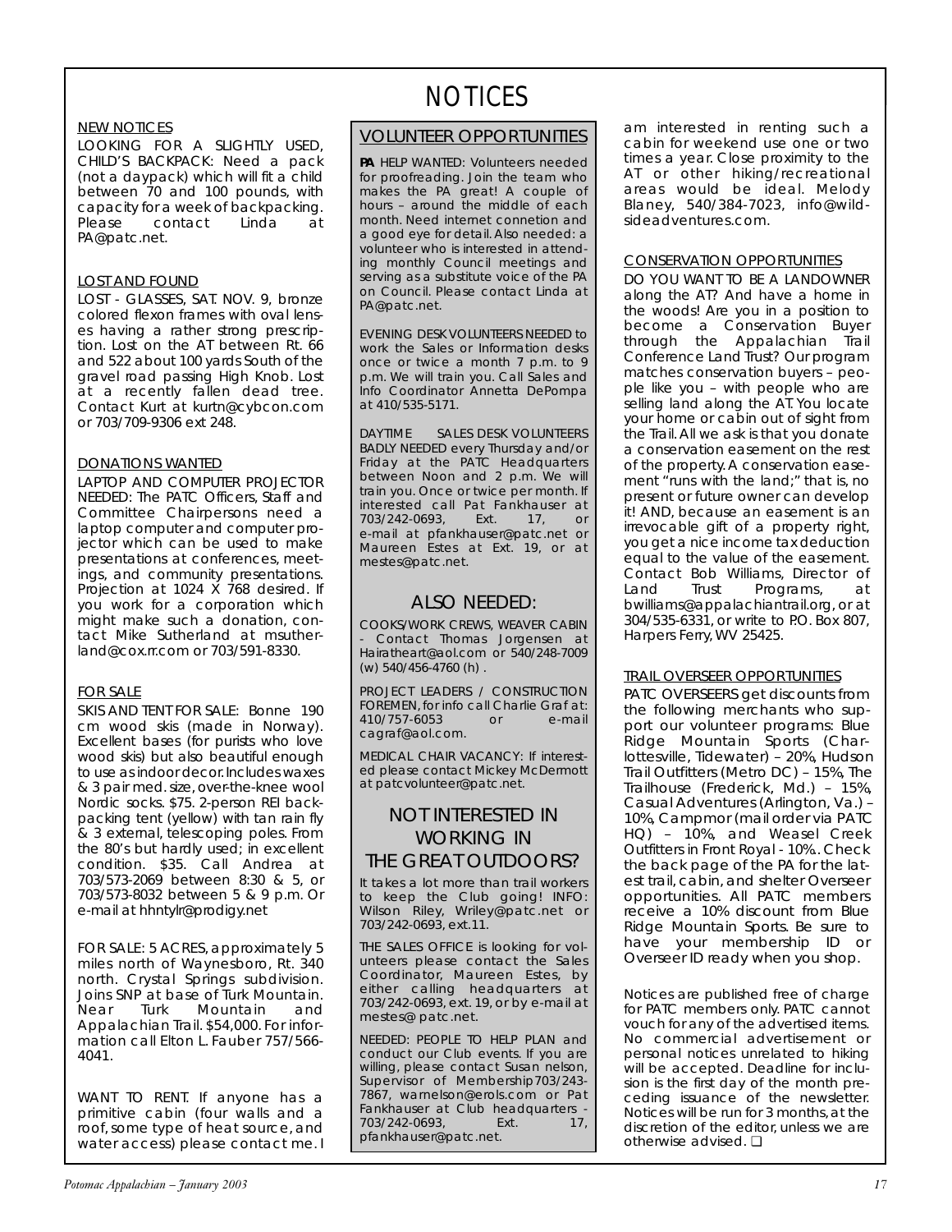# NOTICES

## NEW NOTICES

LOOKING FOR A SLIGHTLY USED, CHILD'S BACKPACK: Need a pack (not a daypack) which will fit a child between 70 and 100 pounds, with capacity for a week of backpacking. Please contact Linda at PA@patc.net.

## LOST AND FOUND

LOST - GLASSES, SAT. NOV. 9, bronze colored flexon frames with oval lenses having a rather strong prescription. Lost on the AT between Rt. 66 and 522 about 100 yards South of the gravel road passing High Knob. Lost at a recently fallen dead tree. Contact Kurt at kurtn@cybcon.com or 703/709-9306 ext 248.

## DONATIONS WANTED

LAPTOP AND COMPUTER PROJECTOR NEEDED: The PATC Officers, Staff and Committee Chairpersons need a laptop computer and computer projector which can be used to make presentations at conferences, meetings, and community presentations. Projection at 1024 X 768 desired. If you work for a corporation which might make such a donation, contact Mike Sutherland at msutherland@cox.rr.com or 703/591-8330.

## FOR SALE

SKIS AND TENT FOR SALE: Bonne 190 cm wood skis (made in Norway). Excellent bases (for purists who love wood skis) but also beautiful enough to use as indoor decor. Includes waxes & 3 pair med. size, over-the-knee wool Nordic socks. $75. 2-person REI backpacking tent (yellow) with tan rain fly & 3 external, telescoping poles. From the 80's but hardly used; in excellent condition. $35. Call Andrea at 703/573-2069 between 8:30 & 5, or 703/573-8032 between 5 & 9 p.m. Or e-mail at hhntylr@prodigy.net

FOR SALE: 5 ACRES, approximately 5 miles north of Waynesboro, Rt. 340 north. Crystal Springs subdivision. Joins SNP at base of Turk Mountain. Near Turk Mountain and Appalachian Trail. $54,000. For information call Elton L. Fauber 757/566-4041.

WANT TO RENT. If anyone has a primitive cabin (four walls and a roof, some type of heat source, and water access) please contact me. I am interested in renting such a cabin for weekend use one or two times a year. Close proximity to the AT or other hiking/recreational areas would be ideal. Melody Blaney, 540/384-7023, info@wildsideadventures.com.

## VOLUNTEER OPPORTUNITIES

**PA** HELP WANTED: Volunteers needed for proofreading. Join the team who makes the PA great! A couple of hours – around the middle of each month. Need internet connetion and a good eye for detail. Also needed: a volunteer who is interested in attending monthly Council meetings and serving as a substitute voice of the PA on Council. Please contact Linda at PA@patc.net.

EVENING DESK VOLUNTEERS NEEDED to work the Sales or Information desks once or twice a month 7 p.m. to 9 p.m. We will train you. Call Sales and Info Coordinator Annetta DePompa at 410/535-5171.

DAYTIME SALES DESK VOLUNTEERS BADLY NEEDED every Thursday and/or Friday at the PATC Headquarters between Noon and 2 p.m. We will train you. Once or twice per month. If interested call Pat Fankhauser at 703/242-0693, Ext. 17, or e-mail at pfankhauser@patc.net or Maureen Estes at Ext. 19, or at mestes@patc.net.

## ALSO NEEDED:

COOKS/WORK CREWS, WEAVER CABIN - Contact Thomas Jorgensen at Hairatheart@aol.com or 540/248-7009 (w) 540/456-4760 (h) .

PROJECT LEADERS / CONSTRUCTION FOREMEN, for info call Charlie Graf at: 410/757-6053 or e-mail cagraf@aol.com.

MEDICAL CHAIR VACANCY: If interested please contact Mickey McDermott at patcvolunteer@patc.net.

## NOT INTERESTED IN WORKING IN THE GREAT OUTDOORS?

It takes a lot more than trail workers to keep the Club going! INFO: Wilson Riley, Wriley@patc.net or 703/242-0693, ext.11.

THE SALES OFFICE is looking for volunteers please contact the Sales Coordinator, Maureen Estes, by either calling headquarters at 703/242-0693, ext. 19, or by e-mail at mestes@ patc.net.

NEEDED: PEOPLE TO HELP PLAN and conduct our Club events. If you are willing, please contact Susan nelson, Supervisor of Membership 703/243-7867, warnelson@erols.com or Pat Fankhauser at Club headquarters - 703/242-0693, Ext. 17, pfankhauser@patc.net.

## CONSERVATION OPPORTUNITIES

DO YOU WANT TO BE A LANDOWNER along the AT? And have a home in the woods! Are you in a position to become a Conservation Buyer through the Appalachian Trail Conference Land Trust? Our program matches conservation buyers – people like you – with people who are selling land along the AT. You locate your home or cabin out of sight from the Trail. All we ask is that you donate a conservation easement on the rest of the property. A conservation easement "runs with the land;" that is, no present or future owner can develop it! AND, because an easement is an irrevocable gift of a property right, you get a nice income tax deduction equal to the value of the easement. Contact Bob Williams, Director of Land Trust Programs, at bwilliams@appalachiantrail.org, or at 304/535-6331, or write to P.O. Box 807, Harpers Ferry, WV 25425.

## TRAIL OVERSEER OPPORTUNITIES

PATC OVERSEERS get discounts from the following merchants who support our volunteer programs: Blue Ridge Mountain Sports (Charlottesville, Tidewater) – 20%, Hudson Trail Outfitters (Metro DC) – 15%, The Trailhouse (Frederick, Md.) – 15%, Casual Adventures (Arlington, Va.) – 10%, Campmor (mail order via PATC HQ) – 10%, and Weasel Creek Outfitters in Front Royal - 10%.. Check the back page of the PA for the latest trail, cabin, and shelter Overseer opportunities. All PATC members receive a 10% discount from Blue Ridge Mountain Sports. Be sure to have your membership ID or Overseer ID ready when you shop.

*Notices are published free of charge for PATC members only. PATC cannot vouch for any of the advertised items. No commercial advertisement or personal notices unrelated to hiking will be accepted. Deadline for inclusion is the first day of the month preceding issuance of the newsletter. Notices will be run for 3 months, at the discretion of the editor, unless we are otherwise advised.* ❑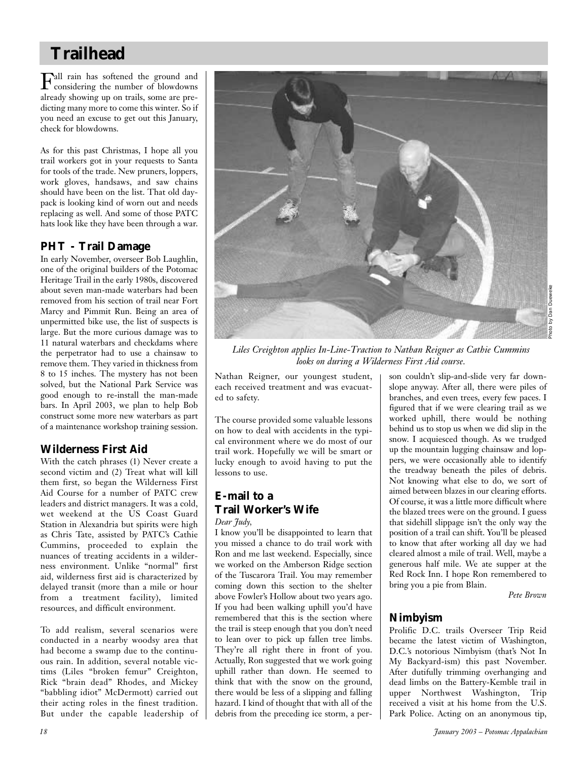# Trailhead

Fall rain has softened the ground and considering the number of blowdowns already showing up on trails, some are predicting many more to come this winter. So if you need an excuse to get out this January, check for blowdowns.

As for this past Christmas, I hope all you trail workers got in your requests to Santa for tools of the trade. New pruners, loppers, work gloves, handsaws, and saw chains should have been on the list. That old daypack is looking kind of worn out and needs replacing as well. And some of those PATC hats look like they have been through a war.

## PHT - Trail Damage

In early November, overseer Bob Laughlin, one of the original builders of the Potomac Heritage Trail in the early 1980s, discovered about seven man-made waterbars had been removed from his section of trail near Fort Marcy and Pimmit Run. Being an area of unpermitted bike use, the list of suspects is large. But the more curious damage was to 11 natural waterbars and checkdams where the perpetrator had to use a chainsaw to remove them. They varied in thickness from 8 to 15 inches. The mystery has not been solved, but the National Park Service was good enough to re-install the man-made bars. In April 2003, we plan to help Bob construct some more new waterbars as part of a maintenance workshop training session.

## Wilderness First Aid

With the catch phrases (1) Never create a second victim and (2) Treat what will kill them first, so began the Wilderness First Aid Course for a number of PATC crew leaders and district managers. It was a cold, wet weekend at the US Coast Guard Station in Alexandria but spirits were high as Chris Tate, assisted by PATC's Cathie Cummins, proceeded to explain the nuances of treating accidents in a wilderness environment. Unlike "normal" first aid, wilderness first aid is characterized by delayed transit (more than a mile or hour from a treatment facility), limited resources, and difficult environment.

To add realism, several scenarios were conducted in a nearby woodsy area that had become a swamp due to the continuous rain. In addition, several notable victims (Liles "broken femur" Creighton, Rick "brain dead" Rhodes, and Mickey "babbling idiot" McDermott) carried out their acting roles in the finest tradition. But under the capable leadership of Nathan Reigner, our youngest student, each received treatment and was evacuated to safety.

Photo by Dan Dueweke

*Liles Creighton applies In-Line-Traction to Nathan Reigner as Cathie Cummins looks on during a Wilderness First Aid course.*

The course provided some valuable lessons on how to deal with accidents in the typical environment where we do most of our trail work. Hopefully we will be smart or lucky enough to avoid having to put the lessons to use.

## E-mail to a Trail Worker's Wife

*Dear Judy,*

I know you'll be disappointed to learn that you missed a chance to do trail work with Ron and me last weekend. Especially, since we worked on the Amberson Ridge section of the Tuscarora Trail. You may remember coming down this section to the shelter above Fowler's Hollow about two years ago. If you had been walking uphill you'd have remembered that this is the section where the trail is steep enough that you don't need to lean over to pick up fallen tree limbs. They're all right there in front of you. Actually, Ron suggested that we work going uphill rather than down. He seemed to think that with the snow on the ground, there would be less of a slipping and falling hazard. I kind of thought that with all of the debris from the preceding ice storm, a person couldn't slip-and-slide very far downslope anyway. After all, there were piles of branches, and even trees, every few paces. I figured that if we were clearing trail as we worked uphill, there would be nothing behind us to stop us when we did slip in the snow. I acquiesced though. As we trudged up the mountain lugging chainsaw and loppers, we were occasionally able to identify the treadway beneath the piles of debris. Not knowing what else to do, we sort of aimed between blazes in our clearing efforts. Of course, it was a little more difficult where the blazed trees were on the ground. I guess that sidehill slippage isn't the only way the position of a trail can shift. You'll be pleased to know that after working all day we had cleared almost a mile of trail. Well, maybe a generous half mile. We ate supper at the Red Rock Inn. I hope Ron remembered to bring you a pie from Blain.

*Pete Brown*

## Nimbyism

Prolific D.C. trails Overseer Trip Reid became the latest victim of Washington, D.C.'s notorious Nimbyism (that's Not In My Backyard-ism) this past November. After dutifully trimming overhanging and dead limbs on the Battery-Kemble trail in upper Northwest Washington, Trip received a visit at his home from the U.S. Park Police. Acting on an anonymous tip,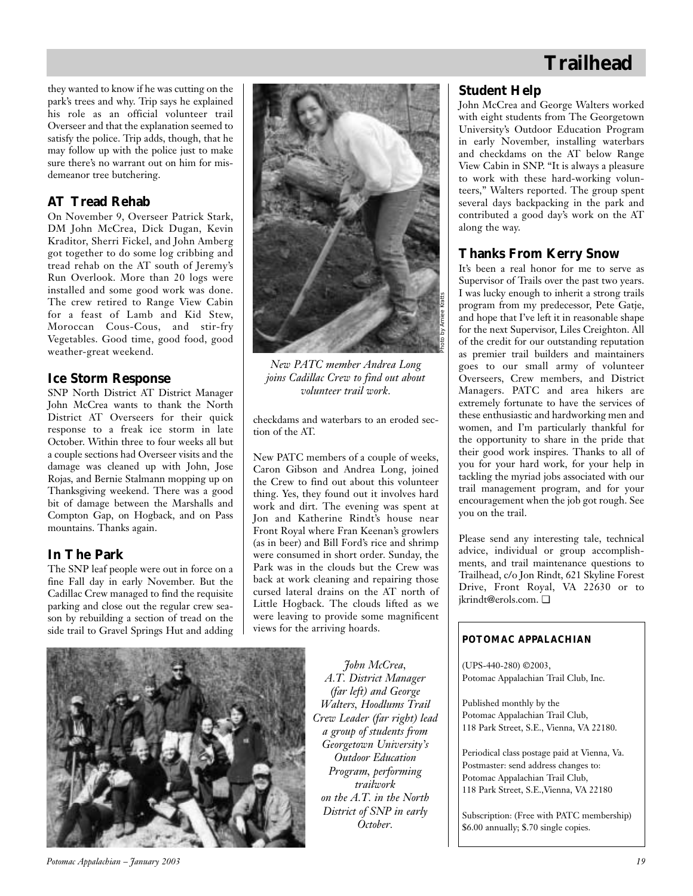# Trailhead

they wanted to know if he was cutting on the park's trees and why. Trip says he explained his role as an official volunteer trail Overseer and that the explanation seemed to satisfy the police. Trip adds, though, that he may follow up with the police just to make sure there's no warrant out on him for misdemeanor tree butchering.

## AT Tread Rehab

On November 9, Overseer Patrick Stark, DM John McCrea, Dick Dugan, Kevin Kraditor, Sherri Fickel, and John Amberg got together to do some log cribbing and tread rehab on the AT south of Jeremy's Run Overlook. More than 20 logs were installed and some good work was done. The crew retired to Range View Cabin for a feast of Lamb and Kid Stew, Moroccan Cous-Cous, and stir-fry Vegetables. Good time, good food, good weather-great weekend.

## Ice Storm Response

SNP North District AT District Manager John McCrea wants to thank the North District AT Overseers for their quick response to a freak ice storm in late October. Within three to four weeks all but a couple sections had Overseer visits and the damage was cleaned up with John, Jose Rojas, and Bernie Stalmann mopping up on Thanksgiving weekend. There was a good bit of damage between the Marshalls and Compton Gap, on Hogback, and on Pass mountains. Thanks again.

## In The Park

The SNP leaf people were out in force on a fine Fall day in early November. But the Cadillac Crew managed to find the requisite parking and close out the regular crew season by rebuilding a section of tread on the side trail to Gravel Springs Hut and adding checkdams and waterbars to an eroded section of the AT.

Photo by Amiee Kratts

*New PATC member Andrea Long joins Cadillac Crew to find out about volunteer trail work.*

New PATC members of a couple of weeks, Caron Gibson and Andrea Long, joined the Crew to find out about this volunteer thing. Yes, they found out it involves hard work and dirt. The evening was spent at Jon and Katherine Rindt's house near Front Royal where Fran Keenan's growlers (as in beer) and Bill Ford's rice and shrimp were consumed in short order. Sunday, the Park was in the clouds but the Crew was back at work cleaning and repairing those cursed lateral drains on the AT north of Little Hogback. The clouds lifted as we were leaving to provide some magnificent views for the arriving hoards.

*John McCrea, A.T. District Manager (far left) and George Walters, Hoodlums Trail Crew Leader (far right) lead a group of students from Georgetown University's Outdoor Education Program, performing trailwork on the A.T. in the North District of SNP in early October.*

## Student Help

John McCrea and George Walters worked with eight students from The Georgetown University's Outdoor Education Program in early November, installing waterbars and checkdams on the AT below Range View Cabin in SNP. "It is always a pleasure to work with these hard-working volunteers," Walters reported. The group spent several days backpacking in the park and contributed a good day's work on the AT along the way.

## Thanks From Kerry Snow

It's been a real honor for me to serve as Supervisor of Trails over the past two years. I was lucky enough to inherit a strong trails program from my predecessor, Pete Gatje, and hope that I've left it in reasonable shape for the next Supervisor, Liles Creighton. All of the credit for our outstanding reputation as premier trail builders and maintainers goes to our small army of volunteer Overseers, Crew members, and District Managers. PATC and area hikers are extremely fortunate to have the services of these enthusiastic and hardworking men and women, and I'm particularly thankful for the opportunity to share in the pride that their good work inspires. Thanks to all of you for your hard work, for your help in tackling the myriad jobs associated with our trail management program, and for your encouragement when the job got rough. See you on the trail.

Please send any interesting tale, technical advice, individual or group accomplishments, and trail maintenance questions to Trailhead, c/o Jon Rindt, 621 Skyline Forest Drive, Front Royal, VA 22630 or to jkrindt@erols.com. ❑

**POTOMAC APPALACHIAN**

(UPS-440-280) ©2003,
Potomac Appalachian Trail Club, Inc.

Published monthly by the
Potomac Appalachian Trail Club,
118 Park Street, S.E., Vienna, VA 22180.

Periodical class postage paid at Vienna, Va.
Postmaster: send address changes to:
Potomac Appalachian Trail Club,
118 Park Street, S.E.,Vienna, VA 22180

Subscription: (Free with PATC membership)
$6.00 annually; $.70 single copies.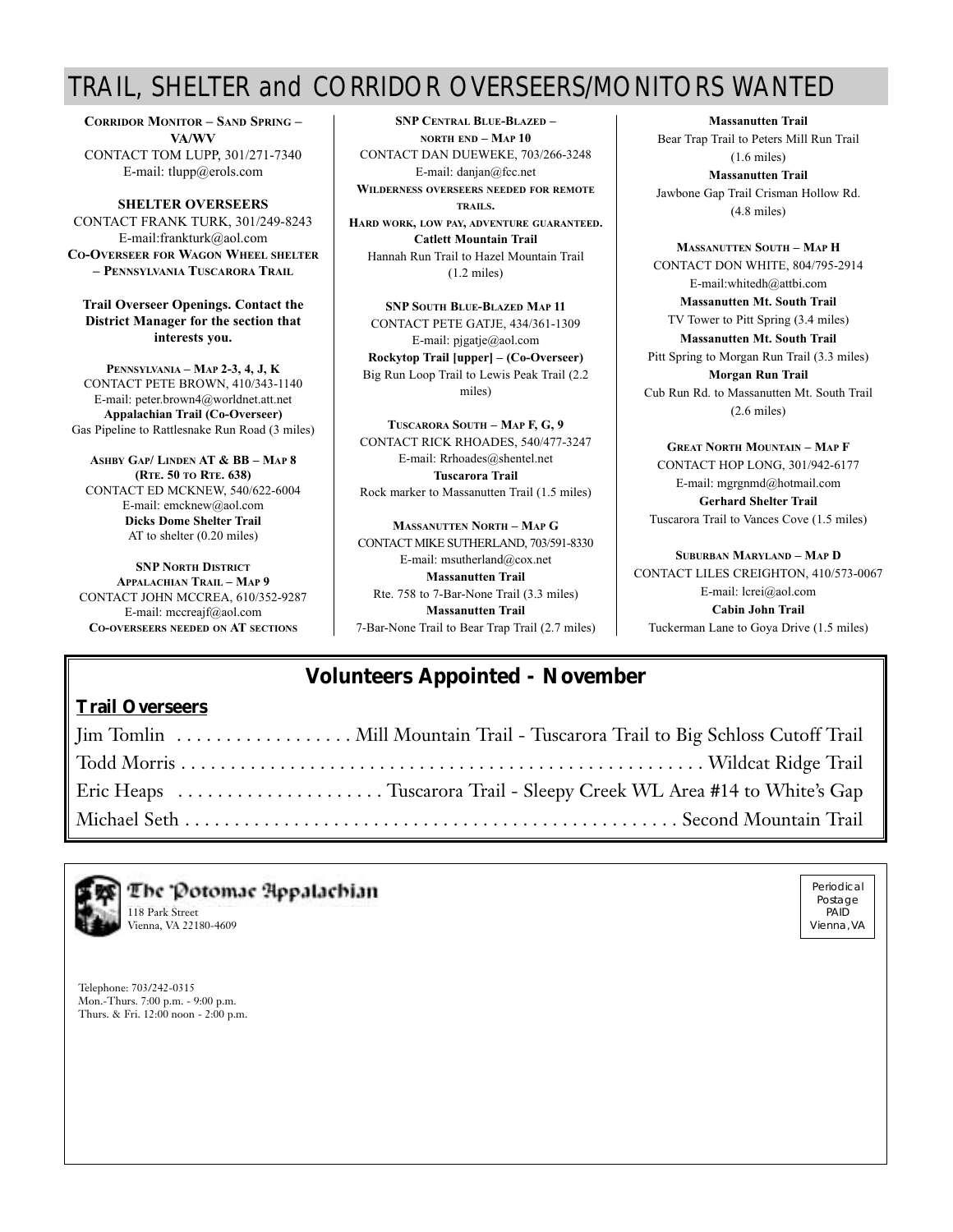# TRAIL, SHELTER and CORRIDOR OVERSEERS/MONITORS WANTED

**CORRIDOR MONITOR – SAND SPRING – VA/WV**
CONTACT TOM LUPP, 301/271-7340
E-mail: tlupp@erols.com

**SHELTER OVERSEERS**
CONTACT FRANK TURK, 301/249-8243
E-mail:frankturk@aol.com
**CO-OVERSEER FOR WAGON WHEEL SHELTER – PENNSYLVANIA TUSCARORA TRAIL**

**Trail Overseer Openings. Contact the District Manager for the section that interests you.**

**PENNSYLVANIA – MAP 2-3, 4, J, K**
CONTACT PETE BROWN, 410/343-1140
E-mail: peter.brown4@worldnet.att.net
**Appalachian Trail (Co-Overseer)**
Gas Pipeline to Rattlesnake Run Road (3 miles)

**ASHBY GAP/ LINDEN AT & BB – MAP 8 (RTE. 50 TO RTE. 638)**
CONTACT ED MCKNEW, 540/622-6004
E-mail: emcknew@aol.com
**Dicks Dome Shelter Trail**
AT to shelter (0.20 miles)

**SNP NORTH DISTRICT APPALACHIAN TRAIL – MAP 9**
CONTACT JOHN MCCREA, 610/352-9287
E-mail: mccreajf@aol.com
**CO-OVERSEERS NEEDED ON AT SECTIONS**

**SNP CENTRAL BLUE-BLAZED – NORTH END – MAP 10**
CONTACT DAN DUEWEKE, 703/266-3248
E-mail: danjan@fcc.net
**WILDERNESS OVERSEERS NEEDED FOR REMOTE TRAILS.**
**HARD WORK, LOW PAY, ADVENTURE GUARANTEED.**
**Catlett Mountain Trail**
Hannah Run Trail to Hazel Mountain Trail (1.2 miles)

**SNP SOUTH BLUE-BLAZED MAP 11**
CONTACT PETE GATJE, 434/361-1309
E-mail: pjgatje@aol.com
**Rockytop Trail [upper] – (Co-Overseer)**
Big Run Loop Trail to Lewis Peak Trail (2.2 miles)

**TUSCARORA SOUTH – MAP F, G, 9**
CONTACT RICK RHOADES, 540/477-3247
E-mail: Rrhoades@shentel.net
**Tuscarora Trail**
Rock marker to Massanutten Trail (1.5 miles)

**MASSANUTTEN NORTH – MAP G**
CONTACT MIKE SUTHERLAND, 703/591-8330
E-mail: msutherland@cox.net
**Massanutten Trail**
Rte. 758 to 7-Bar-None Trail (3.3 miles)
**Massanutten Trail**
7-Bar-None Trail to Bear Trap Trail (2.7 miles)
**Massanutten Trail**
Bear Trap Trail to Peters Mill Run Trail (1.6 miles)
**Massanutten Trail**
Jawbone Gap Trail Crisman Hollow Rd. (4.8 miles)

**MASSANUTTEN SOUTH – MAP H**
CONTACT DON WHITE, 804/795-2914
E-mail:whitedh@attbi.com
**Massanutten Mt. South Trail**
TV Tower to Pitt Spring (3.4 miles)
**Massanutten Mt. South Trail**
Pitt Spring to Morgan Run Trail (3.3 miles)
**Morgan Run Trail**
Cub Run Rd. to Massanutten Mt. South Trail (2.6 miles)

**GREAT NORTH MOUNTAIN – MAP F**
CONTACT HOP LONG, 301/942-6177
E-mail: mgrgnmd@hotmail.com
**Gerhard Shelter Trail**
Tuscarora Trail to Vances Cove (1.5 miles)

**SUBURBAN MARYLAND – MAP D**
CONTACT LILES CREIGHTON, 410/573-0067
E-mail: lcrei@aol.com
**Cabin John Trail**
Tuckerman Lane to Goya Drive (1.5 miles)

## Volunteers Appointed - November

**Trail Overseers**

Jim Tomlin .................. Mill Mountain Trail - Tuscarora Trail to Big Schloss Cutoff Trail
Todd Morris .................................................... Wildcat Ridge Trail
Eric Heaps ..................... Tuscarora Trail - Sleepy Creek WL Area #14 to White's Gap
Michael Seth .................................................. Second Mountain Trail

The Potomac Appalachian
118 Park Street
Vienna, VA 22180-4609

Periodical Postage PAID Vienna, VA

Telephone: 703/242-0315
Mon.-Thurs. 7:00 p.m. - 9:00 p.m.
Thurs. & Fri. 12:00 noon - 2:00 p.m.